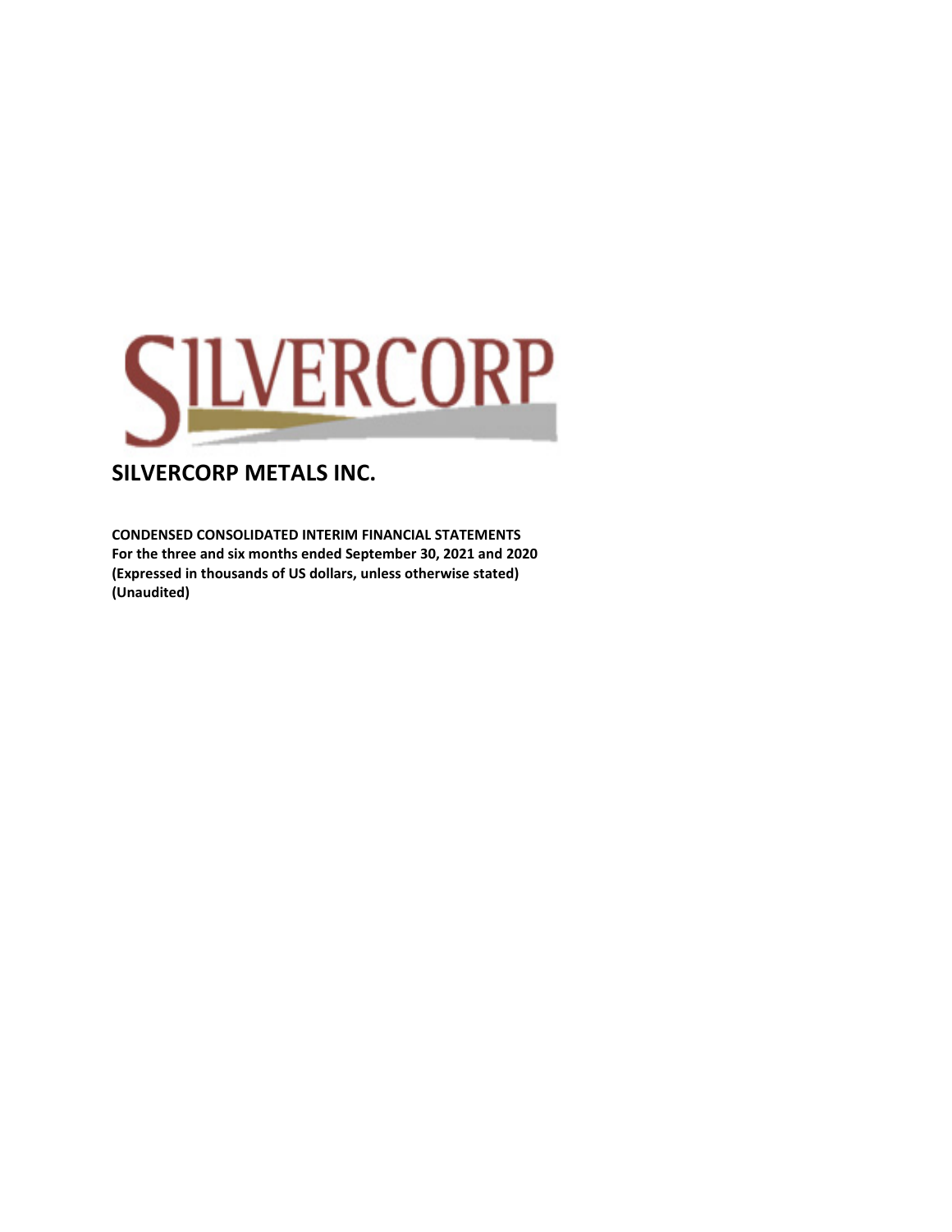# SILVERCORP METALS INC.

**CONDENSED CONSOLIDATED INTERIM FINANCIAL STATEMENTS**
**For the three and six months ended September 30, 2021 and 2020**
**(Expressed in thousands of US dollars, unless otherwise stated)**
**(Unaudited)**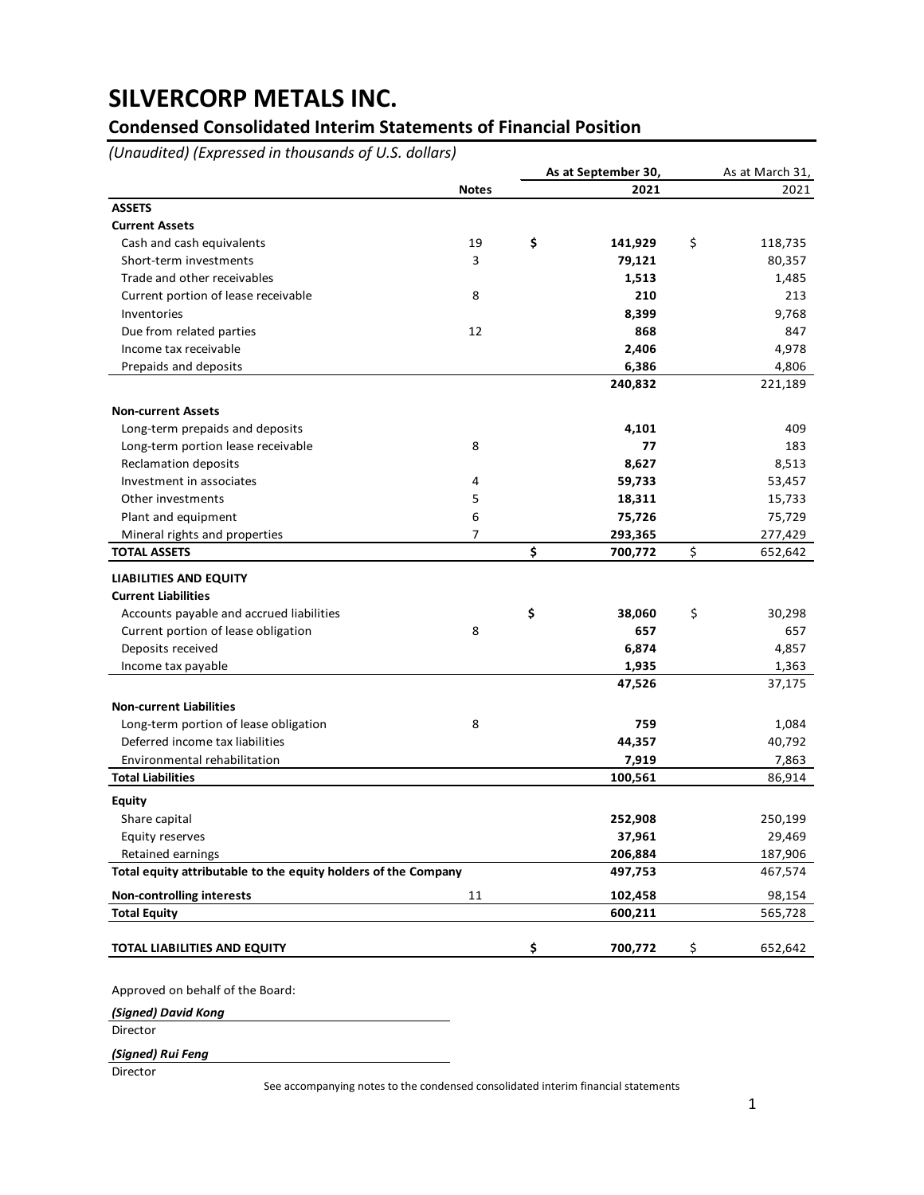# SILVERCORP METALS INC.

## Condensed Consolidated Interim Statements of Financial Position

*(Unaudited) (Expressed in thousands of U.S. dollars)*

| | Notes | As at September 30, 2021 | As at March 31, 2021 |
|---|---|---|---|
| **ASSETS** | | | |
| **Current Assets** | | | |
| Cash and cash equivalents | 19 | **$ 141,929** | $ 118,735 |
| Short-term investments | 3 | **79,121** | 80,357 |
| Trade and other receivables | | **1,513** | 1,485 |
| Current portion of lease receivable | 8 | **210** | 213 |
| Inventories | | **8,399** | 9,768 |
| Due from related parties | 12 | **868** | 847 |
| Income tax receivable | | **2,406** | 4,978 |
| Prepaids and deposits | | **6,386** | 4,806 |
| | | **240,832** | 221,189 |
| **Non-current Assets** | | | |
| Long-term prepaids and deposits | | **4,101** | 409 |
| Long-term portion lease receivable | 8 | **77** | 183 |
| Reclamation deposits | | **8,627** | 8,513 |
| Investment in associates | 4 | **59,733** | 53,457 |
| Other investments | 5 | **18,311** | 15,733 |
| Plant and equipment | 6 | **75,726** | 75,729 |
| Mineral rights and properties | 7 | **293,365** | 277,429 |
| **TOTAL ASSETS** | | **$ 700,772** | $ 652,642 |
| **LIABILITIES AND EQUITY** | | | |
| **Current Liabilities** | | | |
| Accounts payable and accrued liabilities | | **$ 38,060** | $ 30,298 |
| Current portion of lease obligation | 8 | **657** | 657 |
| Deposits received | | **6,874** | 4,857 |
| Income tax payable | | **1,935** | 1,363 |
| | | **47,526** | 37,175 |
| **Non-current Liabilities** | | | |
| Long-term portion of lease obligation | 8 | **759** | 1,084 |
| Deferred income tax liabilities | | **44,357** | 40,792 |
| Environmental rehabilitation | | **7,919** | 7,863 |
| **Total Liabilities** | | **100,561** | 86,914 |
| **Equity** | | | |
| Share capital | | **252,908** | 250,199 |
| Equity reserves | | **37,961** | 29,469 |
| Retained earnings | | **206,884** | 187,906 |
| **Total equity attributable to the equity holders of the Company** | | **497,753** | 467,574 |
| **Non-controlling interests** | 11 | **102,458** | 98,154 |
| **Total Equity** | | **600,211** | 565,728 |
| **TOTAL LIABILITIES AND EQUITY** | | **$ 700,772** | $ 652,642 |

Approved on behalf of the Board:

***(Signed) David Kong***

Director

***(Signed) Rui Feng***

Director

See accompanying notes to the condensed consolidated interim financial statements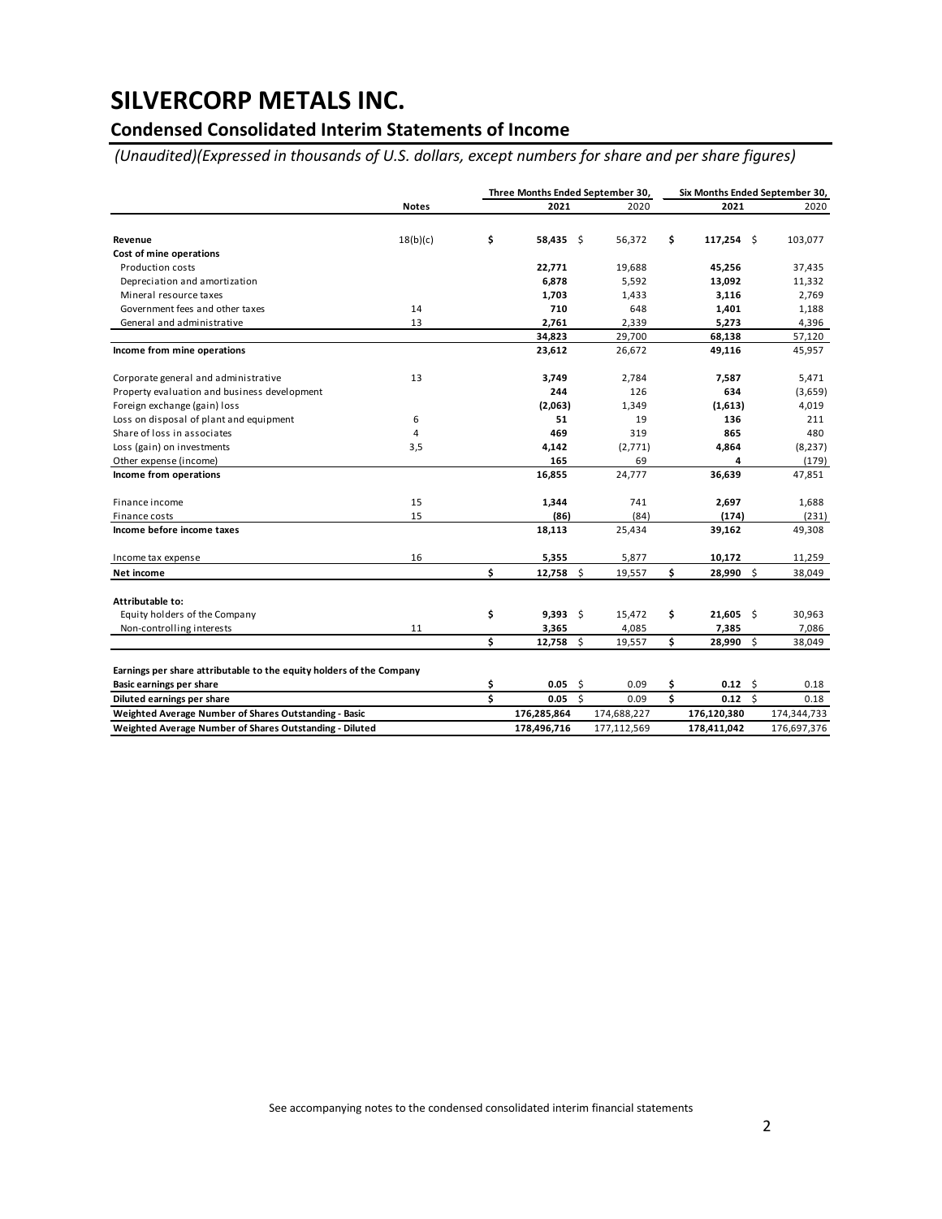# SILVERCORP METALS INC.

## Condensed Consolidated Interim Statements of Income

*(Unaudited)(Expressed in thousands of U.S. dollars, except numbers for share and per share figures)*

| | Notes | Three Months Ended September 30, | | Six Months Ended September 30, | |
|---|---|---|---|---|---|
| | | **2021** | 2020 | **2021** | 2020 |
| **Revenue** | 18(b)(c) | **$ 58,435** | $ 56,372 | **$ 117,254** | $ 103,077 |
| **Cost of mine operations** | | | | | |
| Production costs | | **22,771** | 19,688 | **45,256** | 37,435 |
| Depreciation and amortization | | **6,878** | 5,592 | **13,092** | 11,332 |
| Mineral resource taxes | | **1,703** | 1,433 | **3,116** | 2,769 |
| Government fees and other taxes | 14 | **710** | 648 | **1,401** | 1,188 |
| General and administrative | 13 | **2,761** | 2,339 | **5,273** | 4,396 |
| | | **34,823** | 29,700 | **68,138** | 57,120 |
| **Income from mine operations** | | **23,612** | 26,672 | **49,116** | 45,957 |
| Corporate general and administrative | 13 | **3,749** | 2,784 | **7,587** | 5,471 |
| Property evaluation and business development | | **244** | 126 | **634** | (3,659) |
| Foreign exchange (gain) loss | | **(2,063)** | 1,349 | **(1,613)** | 4,019 |
| Loss on disposal of plant and equipment | 6 | **51** | 19 | **136** | 211 |
| Share of loss in associates | 4 | **469** | 319 | **865** | 480 |
| Loss (gain) on investments | 3,5 | **4,142** | (2,771) | **4,864** | (8,237) |
| Other expense (income) | | **165** | 69 | **4** | (179) |
| **Income from operations** | | **16,855** | 24,777 | **36,639** | 47,851 |
| Finance income | 15 | **1,344** | 741 | **2,697** | 1,688 |
| Finance costs | 15 | **(86)** | (84) | **(174)** | (231) |
| **Income before income taxes** | | **18,113** | 25,434 | **39,162** | 49,308 |
| Income tax expense | 16 | **5,355** | 5,877 | **10,172** | 11,259 |
| **Net income** | | **$ 12,758** | $ 19,557 | **$ 28,990** | $ 38,049 |
| **Attributable to:** | | | | | |
| Equity holders of the Company | | **$ 9,393** | $ 15,472 | **$ 21,605** | $ 30,963 |
| Non-controlling interests | 11 | **3,365** | 4,085 | **7,385** | 7,086 |
| | | **$ 12,758** | $ 19,557 | **$ 28,990** | $ 38,049 |
| **Earnings per share attributable to the equity holders of the Company** | | | | | |
| **Basic earnings per share** | | **$ 0.05** | $ 0.09 | **$ 0.12** | $ 0.18 |
| **Diluted earnings per share** | | **$ 0.05** | $ 0.09 | **$ 0.12** | $ 0.18 |
| **Weighted Average Number of Shares Outstanding - Basic** | | **176,285,864** | 174,688,227 | **176,120,380** | 174,344,733 |
| **Weighted Average Number of Shares Outstanding - Diluted** | | **178,496,716** | 177,112,569 | **178,411,042** | 176,697,376 |

See accompanying notes to the condensed consolidated interim financial statements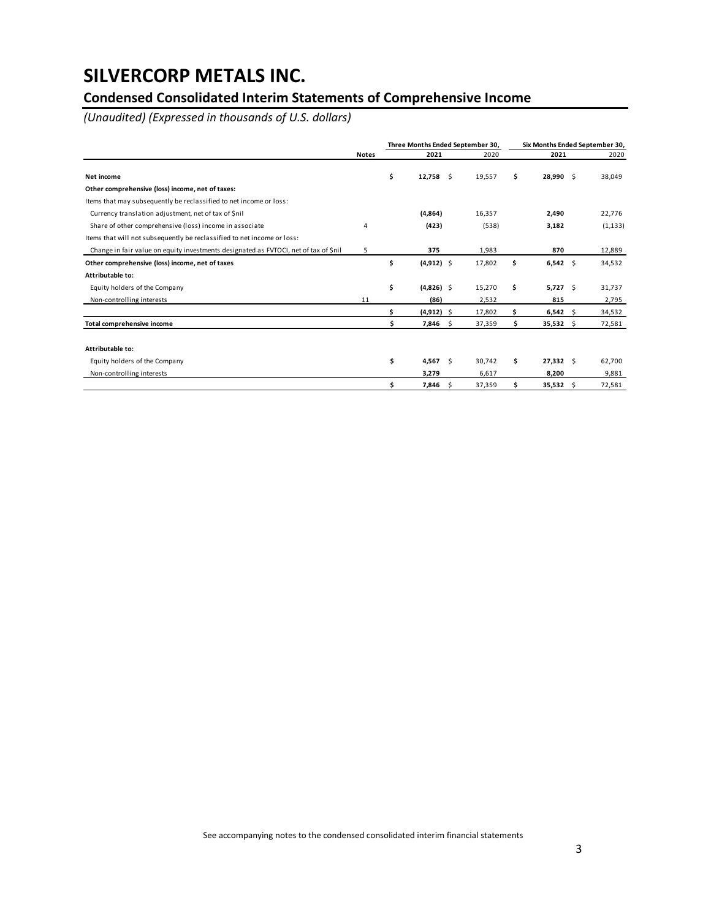# SILVERCORP METALS INC.

## Condensed Consolidated Interim Statements of Comprehensive Income

*(Unaudited) (Expressed in thousands of U.S. dollars)*

| | Notes | Three Months Ended September 30, 2021 | Three Months Ended September 30, 2020 | Six Months Ended September 30, 2021 | Six Months Ended September 30, 2020 |
|---|---|---|---|---|---|
| **Net income** | | **$ 12,758** | $ 19,557 | **$ 28,990** | $ 38,049 |
| **Other comprehensive (loss) income, net of taxes:** | | | | | |
| Items that may subsequently be reclassified to net income or loss: | | | | | |
| Currency translation adjustment, net of tax of $nil | | **(4,864)** | 16,357 | **2,490** | 22,776 |
| Share of other comprehensive (loss) income in associate | 4 | **(423)** | (538) | **3,182** | (1,133) |
| Items that will not subsequently be reclassified to net income or loss: | | | | | |
| Change in fair value on equity investments designated as FVTOCI, net of tax of $nil | 5 | **375** | 1,983 | **870** | 12,889 |
| **Other comprehensive (loss) income, net of taxes** | | **$ (4,912)** | $ 17,802 | **$ 6,542** | $ 34,532 |
| **Attributable to:** | | | | | |
| Equity holders of the Company | | **$ (4,826)** | $ 15,270 | **$ 5,727** | $ 31,737 |
| Non-controlling interests | 11 | **(86)** | 2,532 | **815** | 2,795 |
| | | **$ (4,912)** | $ 17,802 | **$ 6,542** | $ 34,532 |
| **Total comprehensive income** | | **$ 7,846** | $ 37,359 | **$ 35,532** | $ 72,581 |
| | | | | | |
| **Attributable to:** | | | | | |
| Equity holders of the Company | | **$ 4,567** | $ 30,742 | **$ 27,332** | $ 62,700 |
| Non-controlling interests | | **3,279** | 6,617 | **8,200** | 9,881 |
| | | **$ 7,846** | $ 37,359 | **$ 35,532** | $ 72,581 |

See accompanying notes to the condensed consolidated interim financial statements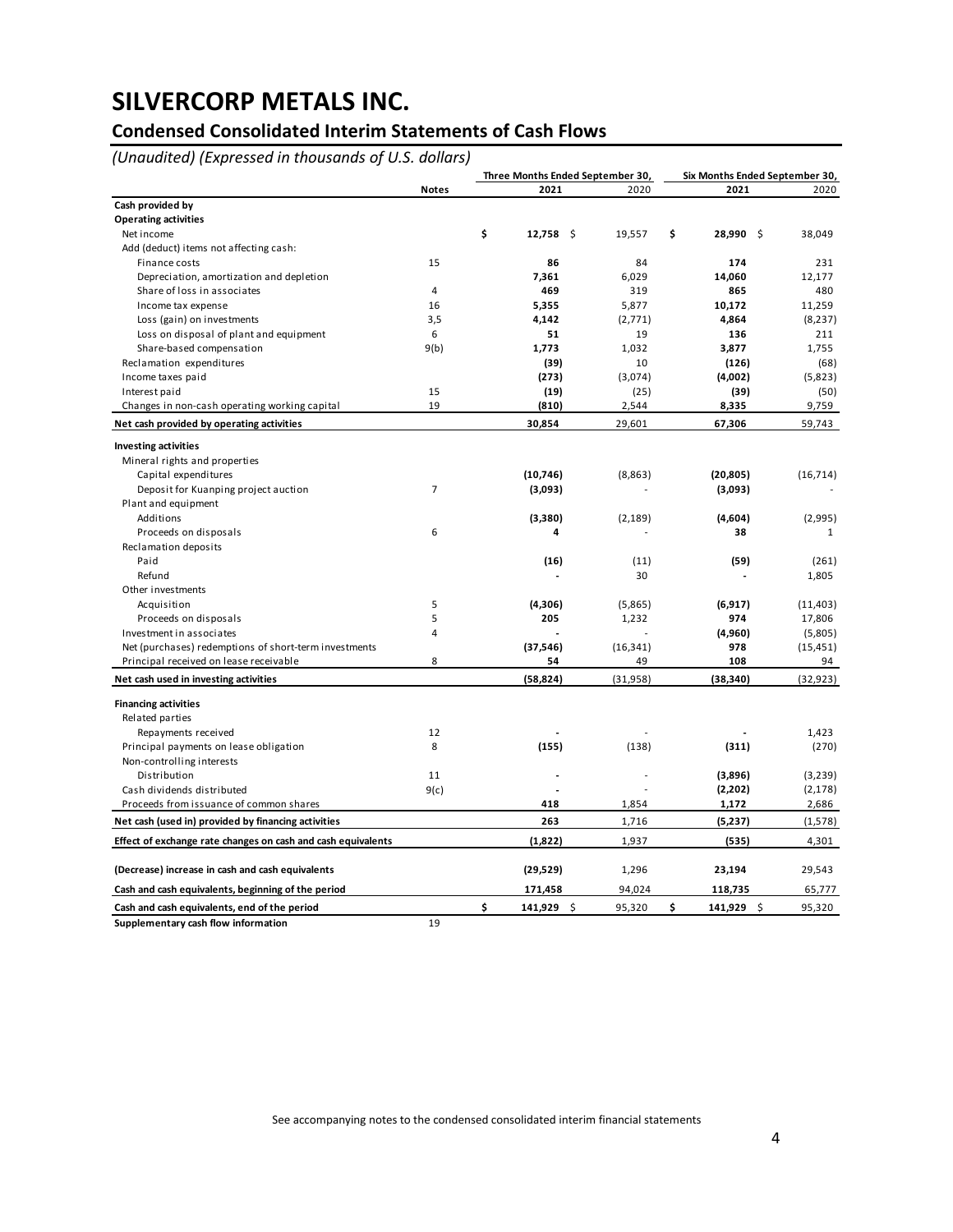# SILVERCORP METALS INC.

## Condensed Consolidated Interim Statements of Cash Flows

*(Unaudited) (Expressed in thousands of U.S. dollars)*

| | Notes | Three Months Ended September 30, 2021 | Three Months Ended September 30, 2020 | Six Months Ended September 30, 2021 | Six Months Ended September 30, 2020 |
|---|---|---|---|---|---|
| **Cash provided by** | | | | | |
| **Operating activities** | | | | | |
| Net income | | **$ 12,758** | $ 19,557 | **$ 28,990** | $ 38,049 |
| Add (deduct) items not affecting cash: | | | | | |
| Finance costs | 15 | **86** | 84 | **174** | 231 |
| Depreciation, amortization and depletion | | **7,361** | 6,029 | **14,060** | 12,177 |
| Share of loss in associates | 4 | **469** | 319 | **865** | 480 |
| Income tax expense | 16 | **5,355** | 5,877 | **10,172** | 11,259 |
| Loss (gain) on investments | 3,5 | **4,142** | (2,771) | **4,864** | (8,237) |
| Loss on disposal of plant and equipment | 6 | **51** | 19 | **136** | 211 |
| Share-based compensation | 9(b) | **1,773** | 1,032 | **3,877** | 1,755 |
| Reclamation expenditures | | **(39)** | 10 | **(126)** | (68) |
| Income taxes paid | | **(273)** | (3,074) | **(4,002)** | (5,823) |
| Interest paid | 15 | **(19)** | (25) | **(39)** | (50) |
| Changes in non-cash operating working capital | 19 | **(810)** | 2,544 | **8,335** | 9,759 |
| **Net cash provided by operating activities** | | **30,854** | 29,601 | **67,306** | 59,743 |
| **Investing activities** | | | | | |
| Mineral rights and properties | | | | | |
| Capital expenditures | | **(10,746)** | (8,863) | **(20,805)** | (16,714) |
| Deposit for Kuanping project auction | 7 | **(3,093)** | - | **(3,093)** | - |
| Plant and equipment | | | | | |
| Additions | | **(3,380)** | (2,189) | **(4,604)** | (2,995) |
| Proceeds on disposals | 6 | **4** | - | **38** | 1 |
| Reclamation deposits | | | | | |
| Paid | | **(16)** | (11) | **(59)** | (261) |
| Refund | | **-** | 30 | **-** | 1,805 |
| Other investments | | | | | |
| Acquisition | 5 | **(4,306)** | (5,865) | **(6,917)** | (11,403) |
| Proceeds on disposals | 5 | **205** | 1,232 | **974** | 17,806 |
| Investment in associates | 4 | **-** | - | **(4,960)** | (5,805) |
| Net (purchases) redemptions of short-term investments | | **(37,546)** | (16,341) | **978** | (15,451) |
| Principal received on lease receivable | 8 | **54** | 49 | **108** | 94 |
| **Net cash used in investing activities** | | **(58,824)** | (31,958) | **(38,340)** | (32,923) |
| **Financing activities** | | | | | |
| Related parties | | | | | |
| Repayments received | 12 | **-** | - | **-** | 1,423 |
| Principal payments on lease obligation | 8 | **(155)** | (138) | **(311)** | (270) |
| Non-controlling interests | | | | | |
| Distribution | 11 | **-** | - | **(3,896)** | (3,239) |
| Cash dividends distributed | 9(c) | **-** | - | **(2,202)** | (2,178) |
| Proceeds from issuance of common shares | | **418** | 1,854 | **1,172** | 2,686 |
| **Net cash (used in) provided by financing activities** | | **263** | 1,716 | **(5,237)** | (1,578) |
| **Effect of exchange rate changes on cash and cash equivalents** | | **(1,822)** | 1,937 | **(535)** | 4,301 |
| **(Decrease) increase in cash and cash equivalents** | | **(29,529)** | 1,296 | **23,194** | 29,543 |
| **Cash and cash equivalents, beginning of the period** | | **171,458** | 94,024 | **118,735** | 65,777 |
| **Cash and cash equivalents, end of the period** | | **$ 141,929** | $ 95,320 | **$ 141,929** | $ 95,320 |
| **Supplementary cash flow information** | 19 | | | | |

See accompanying notes to the condensed consolidated interim financial statements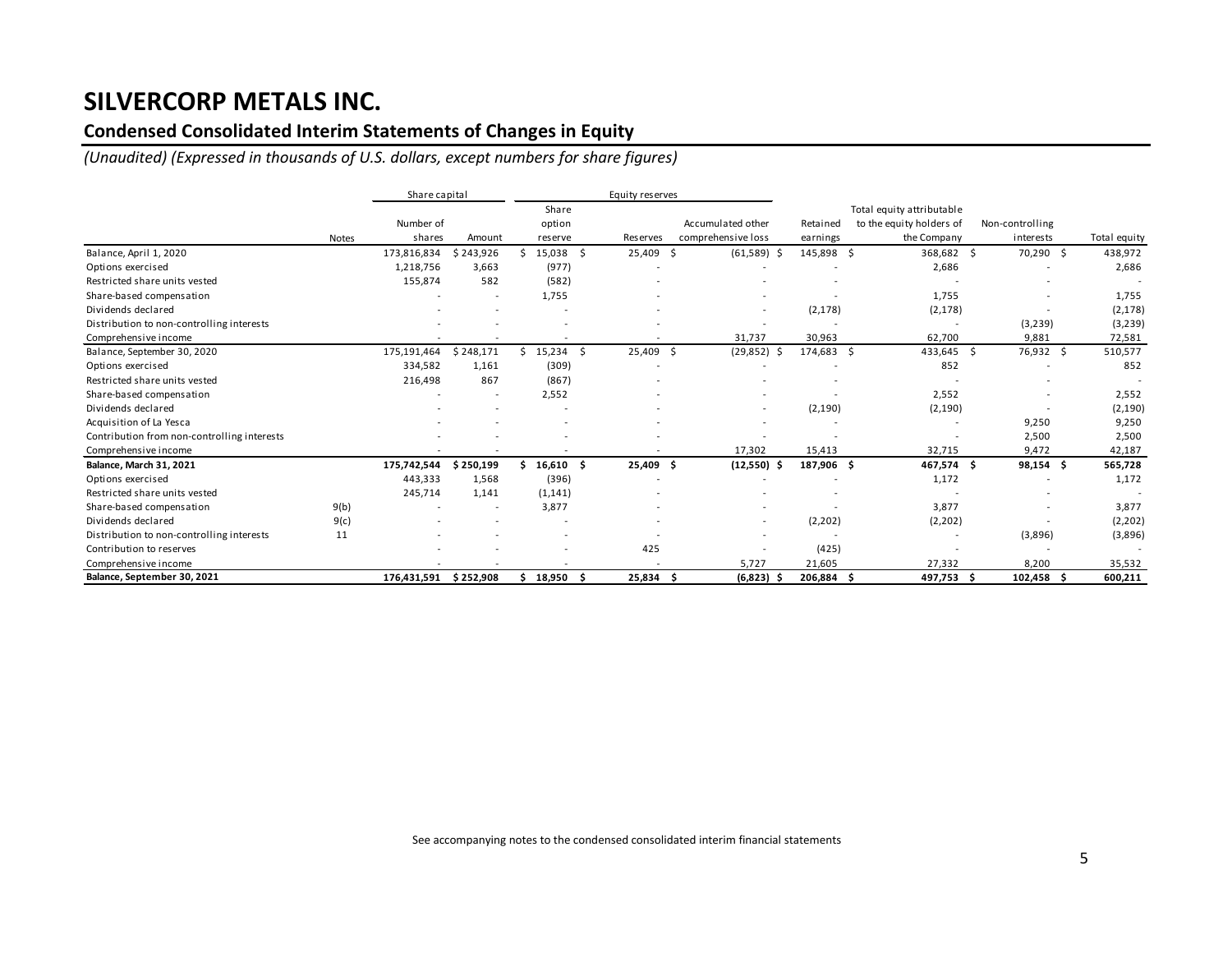# SILVERCORP METALS INC.

## Condensed Consolidated Interim Statements of Changes in Equity

*(Unaudited) (Expressed in thousands of U.S. dollars, except numbers for share figures)*

| | | Share capital | | Equity reserves | | | | | | |
|---|---|---|---|---|---|---|---|---|---|---|
| | Notes | Number of shares | Amount | Share option reserve | Reserves | Accumulated other comprehensive loss | Retained earnings | Total equity attributable to the equity holders of the Company | Non-controlling interests | Total equity |
| Balance, April 1, 2020 | | 173,816,834 | $ 243,926 | $ 15,038 | $ 25,409 | $ (61,589) | $ 145,898 | $ 368,682 | $ 70,290 | $ 438,972 |
| Options exercised | | 1,218,756 | 3,663 | (977) | - | - | - | 2,686 | - | 2,686 |
| Restricted share units vested | | 155,874 | 582 | (582) | - | - | - | - | - | - |
| Share-based compensation | | - | - | 1,755 | - | - | - | 1,755 | - | 1,755 |
| Dividends declared | | - | - | - | - | - | (2,178) | (2,178) | - | (2,178) |
| Distribution to non-controlling interests | | - | - | - | - | - | - | - | (3,239) | (3,239) |
| Comprehensive income | | - | - | - | - | 31,737 | 30,963 | 62,700 | 9,881 | 72,581 |
| Balance, September 30, 2020 | | 175,191,464 | $ 248,171 | $ 15,234 | $ 25,409 | $ (29,852) | $ 174,683 | $ 433,645 | $ 76,932 | $ 510,577 |
| Options exercised | | 334,582 | 1,161 | (309) | - | - | - | 852 | - | 852 |
| Restricted share units vested | | 216,498 | 867 | (867) | - | - | - | - | - | - |
| Share-based compensation | | - | - | 2,552 | - | - | - | 2,552 | - | 2,552 |
| Dividends declared | | - | - | - | - | - | (2,190) | (2,190) | - | (2,190) |
| Acquisition of La Yesca | | - | - | - | - | - | - | - | 9,250 | 9,250 |
| Contribution from non-controlling interests | | - | - | - | - | - | - | - | 2,500 | 2,500 |
| Comprehensive income | | - | - | - | - | 17,302 | 15,413 | 32,715 | 9,472 | 42,187 |
| **Balance, March 31, 2021** | | **175,742,544** | **$ 250,199** | **$ 16,610** | **$ 25,409** | **$ (12,550)** | **$ 187,906** | **$ 467,574** | **$ 98,154** | **$ 565,728** |
| Options exercised | | 443,333 | 1,568 | (396) | - | - | - | 1,172 | - | 1,172 |
| Restricted share units vested | | 245,714 | 1,141 | (1,141) | - | - | - | - | - | - |
| Share-based compensation | 9(b) | - | - | 3,877 | - | - | - | 3,877 | - | 3,877 |
| Dividends declared | 9(c) | - | - | - | - | - | (2,202) | (2,202) | - | (2,202) |
| Distribution to non-controlling interests | 11 | - | - | - | - | - | - | - | (3,896) | (3,896) |
| Contribution to reserves | | - | - | - | 425 | - | (425) | - | - | - |
| Comprehensive income | | - | - | - | - | 5,727 | 21,605 | 27,332 | 8,200 | 35,532 |
| **Balance, September 30, 2021** | | **176,431,591** | **$ 252,908** | **$ 18,950** | **$ 25,834** | **$ (6,823)** | **$ 206,884** | **$ 497,753** | **$ 102,458** | **$ 600,211** |

See accompanying notes to the condensed consolidated interim financial statements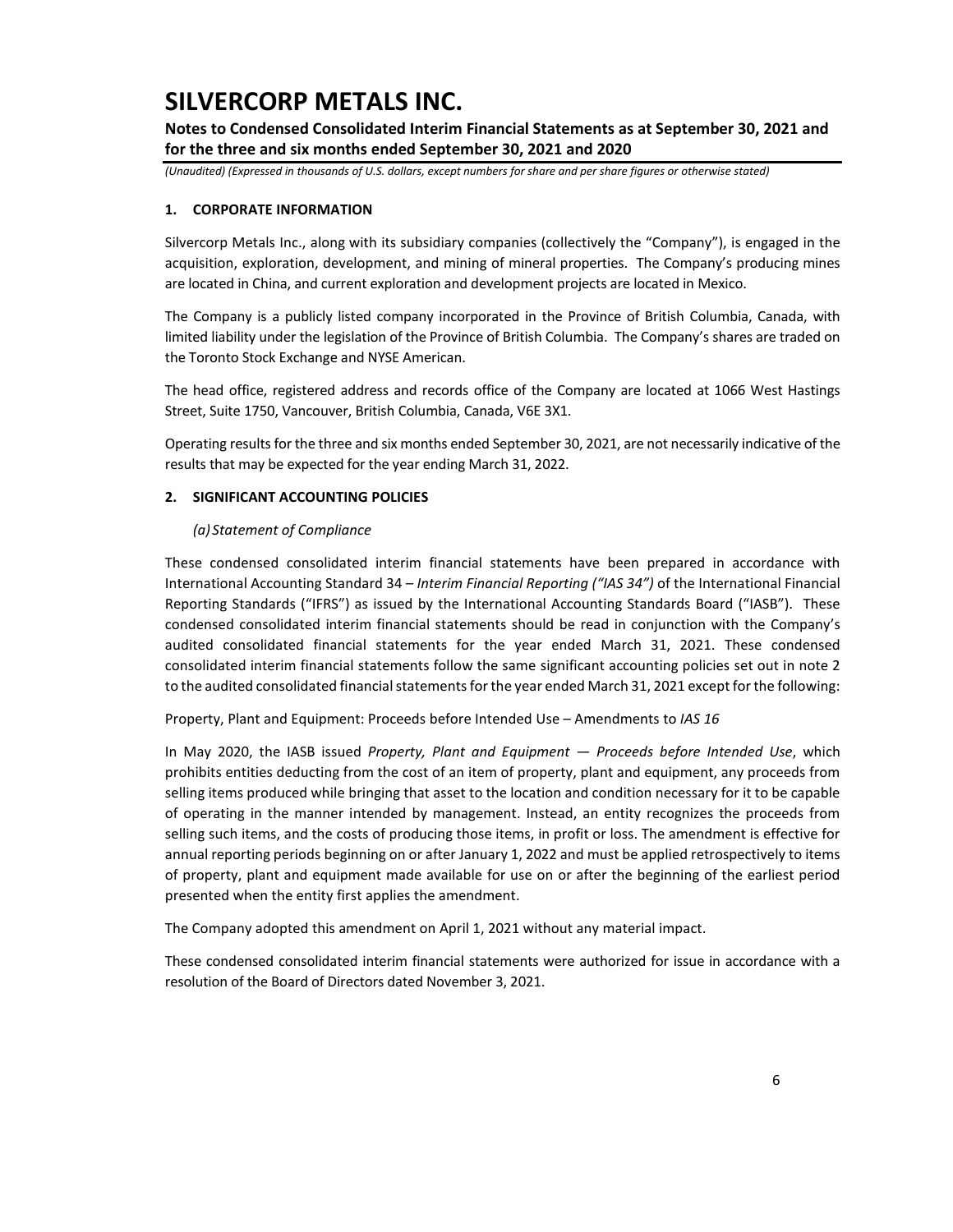## 1. CORPORATE INFORMATION

Silvercorp Metals Inc., along with its subsidiary companies (collectively the "Company"), is engaged in the acquisition, exploration, development, and mining of mineral properties. The Company's producing mines are located in China, and current exploration and development projects are located in Mexico.

The Company is a publicly listed company incorporated in the Province of British Columbia, Canada, with limited liability under the legislation of the Province of British Columbia. The Company's shares are traded on the Toronto Stock Exchange and NYSE American.

The head office, registered address and records office of the Company are located at 1066 West Hastings Street, Suite 1750, Vancouver, British Columbia, Canada, V6E 3X1.

Operating results for the three and six months ended September 30, 2021, are not necessarily indicative of the results that may be expected for the year ending March 31, 2022.

## 2. SIGNIFICANT ACCOUNTING POLICIES

### *(a) Statement of Compliance*

These condensed consolidated interim financial statements have been prepared in accordance with International Accounting Standard 34 – *Interim Financial Reporting ("IAS 34")* of the International Financial Reporting Standards ("IFRS") as issued by the International Accounting Standards Board ("IASB"). These condensed consolidated interim financial statements should be read in conjunction with the Company's audited consolidated financial statements for the year ended March 31, 2021. These condensed consolidated interim financial statements follow the same significant accounting policies set out in note 2 to the audited consolidated financial statements for the year ended March 31, 2021 except for the following:

Property, Plant and Equipment: Proceeds before Intended Use – Amendments to *IAS 16*

In May 2020, the IASB issued *Property, Plant and Equipment — Proceeds before Intended Use*, which prohibits entities deducting from the cost of an item of property, plant and equipment, any proceeds from selling items produced while bringing that asset to the location and condition necessary for it to be capable of operating in the manner intended by management. Instead, an entity recognizes the proceeds from selling such items, and the costs of producing those items, in profit or loss. The amendment is effective for annual reporting periods beginning on or after January 1, 2022 and must be applied retrospectively to items of property, plant and equipment made available for use on or after the beginning of the earliest period presented when the entity first applies the amendment.

The Company adopted this amendment on April 1, 2021 without any material impact.

These condensed consolidated interim financial statements were authorized for issue in accordance with a resolution of the Board of Directors dated November 3, 2021.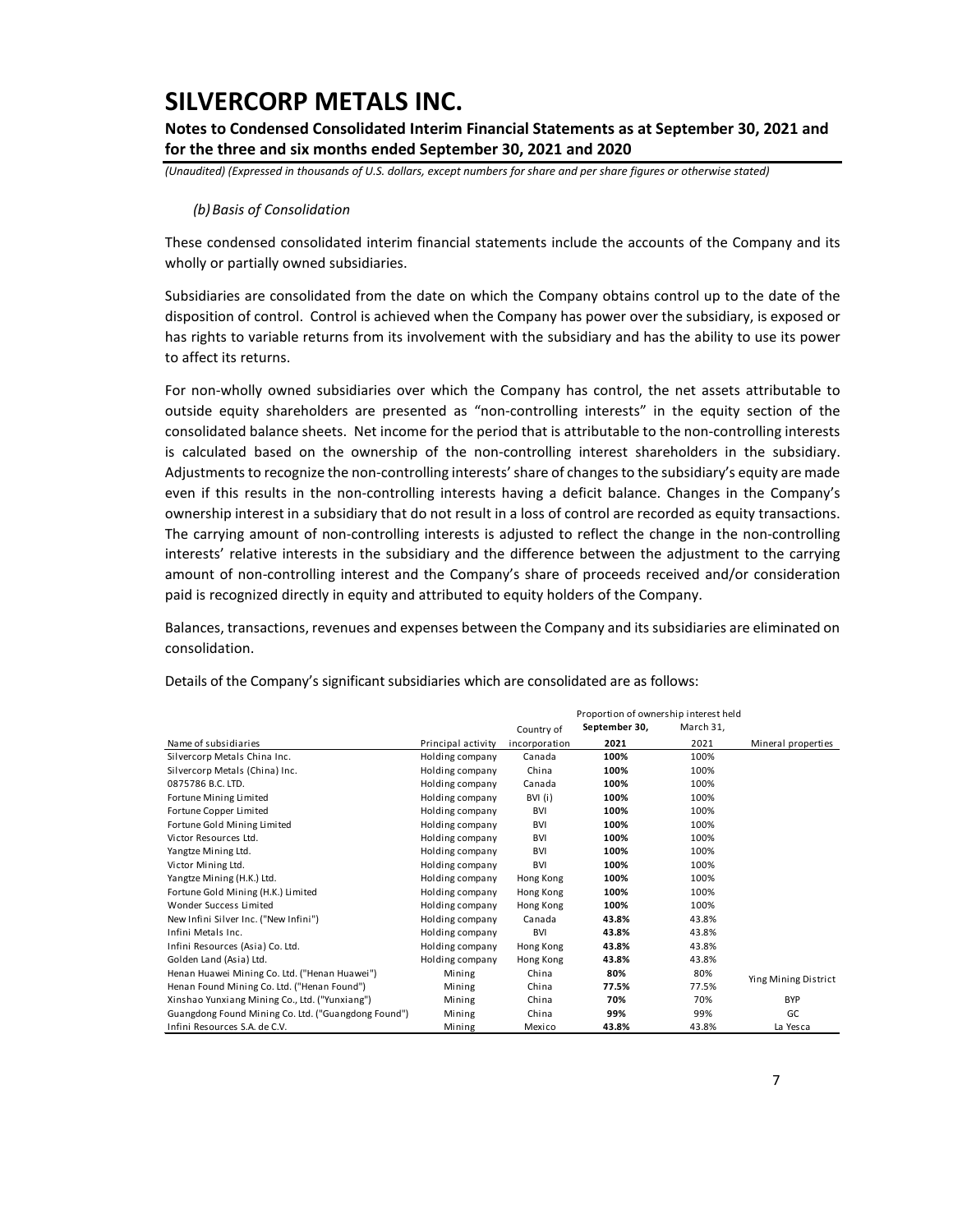*(b) Basis of Consolidation*

These condensed consolidated interim financial statements include the accounts of the Company and its wholly or partially owned subsidiaries.

Subsidiaries are consolidated from the date on which the Company obtains control up to the date of the disposition of control. Control is achieved when the Company has power over the subsidiary, is exposed or has rights to variable returns from its involvement with the subsidiary and has the ability to use its power to affect its returns.

For non-wholly owned subsidiaries over which the Company has control, the net assets attributable to outside equity shareholders are presented as "non-controlling interests" in the equity section of the consolidated balance sheets. Net income for the period that is attributable to the non-controlling interests is calculated based on the ownership of the non-controlling interest shareholders in the subsidiary. Adjustments to recognize the non-controlling interests' share of changes to the subsidiary's equity are made even if this results in the non-controlling interests having a deficit balance. Changes in the Company's ownership interest in a subsidiary that do not result in a loss of control are recorded as equity transactions. The carrying amount of non-controlling interests is adjusted to reflect the change in the non-controlling interests' relative interests in the subsidiary and the difference between the adjustment to the carrying amount of non-controlling interest and the Company's share of proceeds received and/or consideration paid is recognized directly in equity and attributed to equity holders of the Company.

Balances, transactions, revenues and expenses between the Company and its subsidiaries are eliminated on consolidation.

Details of the Company's significant subsidiaries which are consolidated are as follows:

| | | | Proportion of ownership interest held | | |
|---|---|---|---|---|---|
| Name of subsidiaries | Principal activity | Country of incorporation | **September 30, 2021** | March 31, 2021 | Mineral properties |
| Silvercorp Metals China Inc. | Holding company | Canada | **100%** | 100% | |
| Silvercorp Metals (China) Inc. | Holding company | China | **100%** | 100% | |
| 0875786 B.C. LTD. | Holding company | Canada | **100%** | 100% | |
| Fortune Mining Limited | Holding company | BVI (i) | **100%** | 100% | |
| Fortune Copper Limited | Holding company | BVI | **100%** | 100% | |
| Fortune Gold Mining Limited | Holding company | BVI | **100%** | 100% | |
| Victor Resources Ltd. | Holding company | BVI | **100%** | 100% | |
| Yangtze Mining Ltd. | Holding company | BVI | **100%** | 100% | |
| Victor Mining Ltd. | Holding company | BVI | **100%** | 100% | |
| Yangtze Mining (H.K.) Ltd. | Holding company | Hong Kong | **100%** | 100% | |
| Fortune Gold Mining (H.K.) Limited | Holding company | Hong Kong | **100%** | 100% | |
| Wonder Success Limited | Holding company | Hong Kong | **100%** | 100% | |
| New Infini Silver Inc. ("New Infini") | Holding company | Canada | **43.8%** | 43.8% | |
| Infini Metals Inc. | Holding company | BVI | **43.8%** | 43.8% | |
| Infini Resources (Asia) Co. Ltd. | Holding company | Hong Kong | **43.8%** | 43.8% | |
| Golden Land (Asia) Ltd. | Holding company | Hong Kong | **43.8%** | 43.8% | |
| Henan Huawei Mining Co. Ltd. ("Henan Huawei") | Mining | China | **80%** | 80% | Ying Mining District |
| Henan Found Mining Co. Ltd. ("Henan Found") | Mining | China | **77.5%** | 77.5% | Ying Mining District |
| Xinshao Yunxiang Mining Co., Ltd. ("Yunxiang") | Mining | China | **70%** | 70% | BYP |
| Guangdong Found Mining Co. Ltd. ("Guangdong Found") | Mining | China | **99%** | 99% | GC |
| Infini Resources S.A. de C.V. | Mining | Mexico | **43.8%** | 43.8% | La Yesca |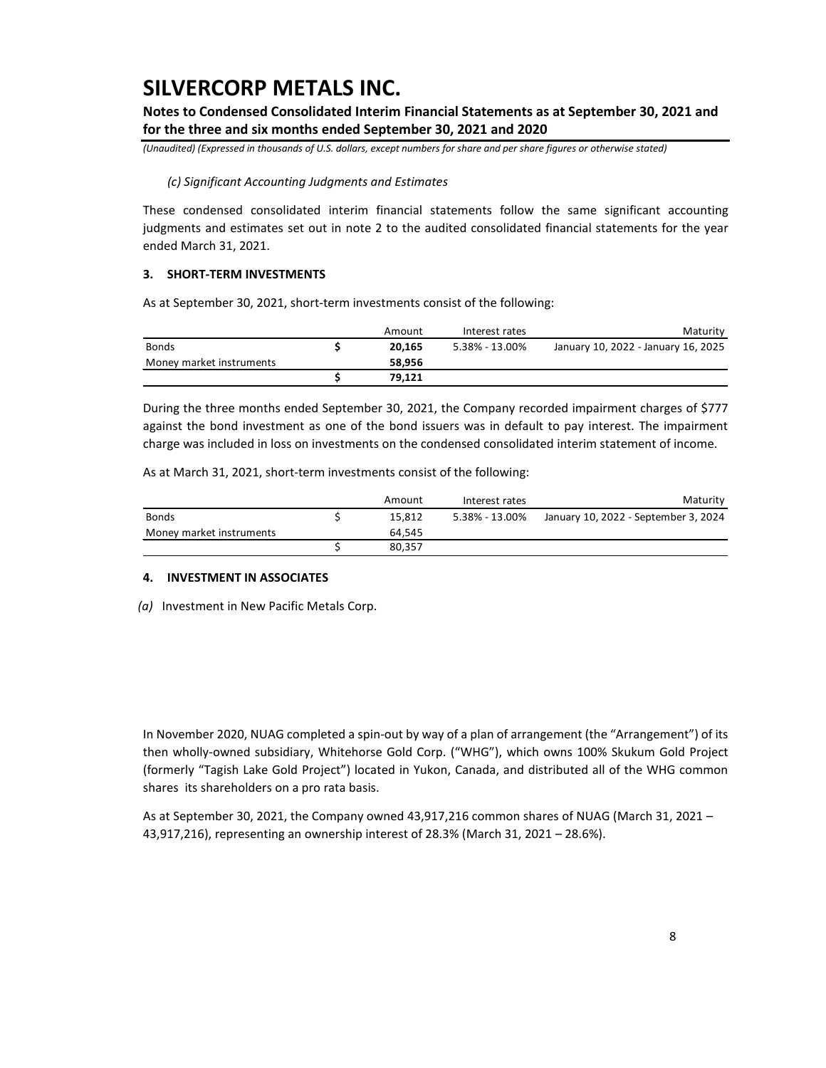*(c) Significant Accounting Judgments and Estimates*

These condensed consolidated interim financial statements follow the same significant accounting judgments and estimates set out in note 2 to the audited consolidated financial statements for the year ended March 31, 2021.

### 3. SHORT-TERM INVESTMENTS

As at September 30, 2021, short-term investments consist of the following:

| | | Amount | Interest rates | Maturity |
|---|---|---|---|---|
| Bonds | **$** | **20,165** | 5.38% - 13.00% | January 10, 2022 - January 16, 2025 |
| Money market instruments | | **58,956** | | |
| | **$** | **79,121** | | |

During the three months ended September 30, 2021, the Company recorded impairment charges of $777 against the bond investment as one of the bond issuers was in default to pay interest. The impairment charge was included in loss on investments on the condensed consolidated interim statement of income.

As at March 31, 2021, short-term investments consist of the following:

| | | Amount | Interest rates | Maturity |
|---|---|---|---|---|
| Bonds | $ | 15,812 | 5.38% - 13.00% | January 10, 2022 - September 3, 2024 |
| Money market instruments | | 64,545 | | |
| | $ | 80,357 | | |

### 4. INVESTMENT IN ASSOCIATES

*(a)* Investment in New Pacific Metals Corp.

In November 2020, NUAG completed a spin-out by way of a plan of arrangement (the "Arrangement") of its then wholly-owned subsidiary, Whitehorse Gold Corp. ("WHG"), which owns 100% Skukum Gold Project (formerly "Tagish Lake Gold Project") located in Yukon, Canada, and distributed all of the WHG common shares its shareholders on a pro rata basis.

As at September 30, 2021, the Company owned 43,917,216 common shares of NUAG (March 31, 2021 – 43,917,216), representing an ownership interest of 28.3% (March 31, 2021 – 28.6%).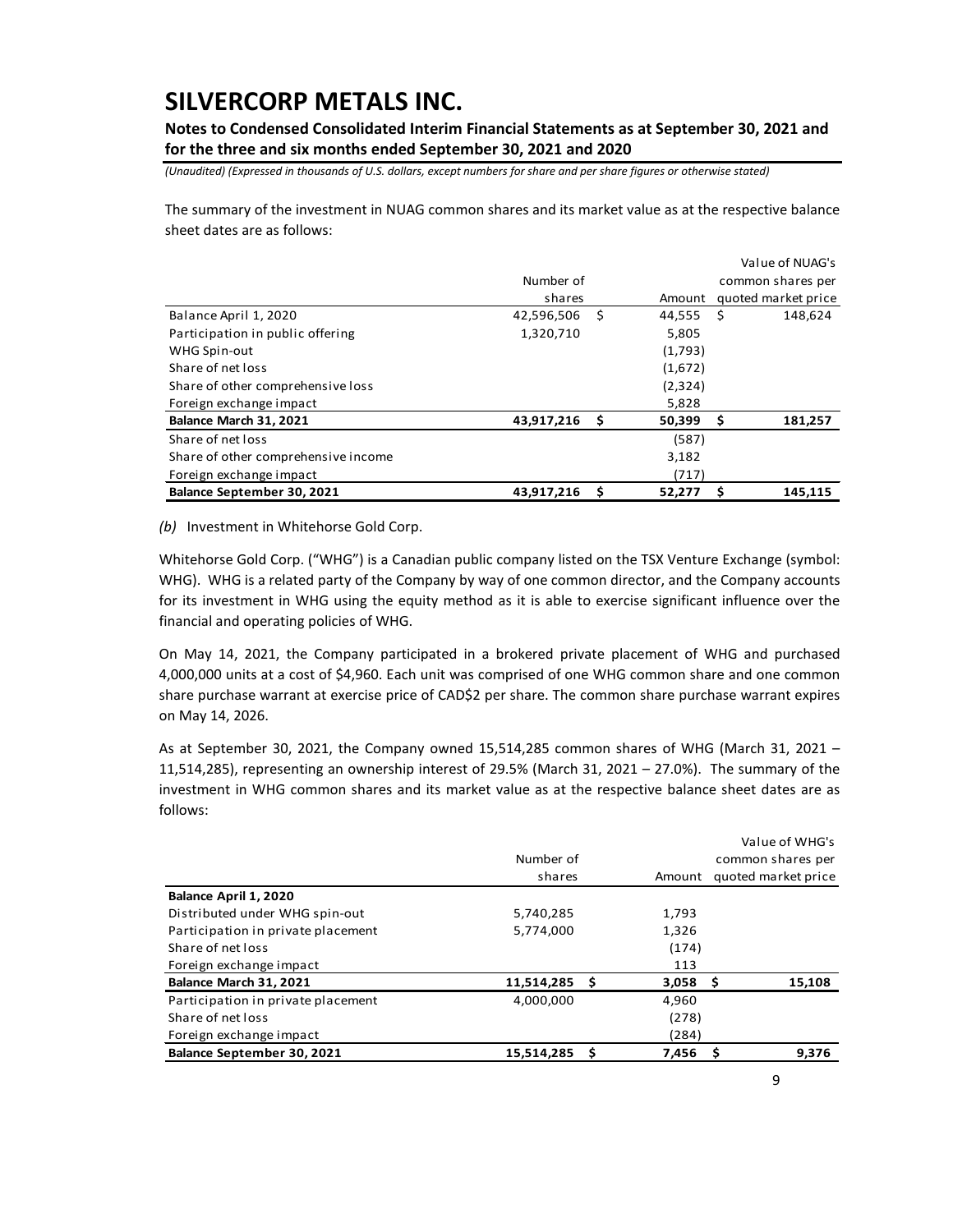The summary of the investment in NUAG common shares and its market value as at the respective balance sheet dates are as follows:

| | Number of shares | | Amount | | Value of NUAG's common shares per quoted market price |
|---|---|---|---|---|---|
| Balance April 1, 2020 | 42,596,506 | $ | 44,555 | $ | 148,624 |
| Participation in public offering | 1,320,710 | | 5,805 | | |
| WHG Spin-out | | | (1,793) | | |
| Share of net loss | | | (1,672) | | |
| Share of other comprehensive loss | | | (2,324) | | |
| Foreign exchange impact | | | 5,828 | | |
| **Balance March 31, 2021** | **43,917,216** | **$** | **50,399** | **$** | **181,257** |
| Share of net loss | | | (587) | | |
| Share of other comprehensive income | | | 3,182 | | |
| Foreign exchange impact | | | (717) | | |
| **Balance September 30, 2021** | **43,917,216** | **$** | **52,277** | **$** | **145,115** |

*(b)* Investment in Whitehorse Gold Corp.

Whitehorse Gold Corp. ("WHG") is a Canadian public company listed on the TSX Venture Exchange (symbol: WHG). WHG is a related party of the Company by way of one common director, and the Company accounts for its investment in WHG using the equity method as it is able to exercise significant influence over the financial and operating policies of WHG.

On May 14, 2021, the Company participated in a brokered private placement of WHG and purchased 4,000,000 units at a cost of $4,960. Each unit was comprised of one WHG common share and one common share purchase warrant at exercise price of CAD$2 per share. The common share purchase warrant expires on May 14, 2026.

As at September 30, 2021, the Company owned 15,514,285 common shares of WHG (March 31, 2021 – 11,514,285), representing an ownership interest of 29.5% (March 31, 2021 – 27.0%). The summary of the investment in WHG common shares and its market value as at the respective balance sheet dates are as follows:

| | Number of shares | | Amount | | Value of WHG's common shares per quoted market price |
|---|---|---|---|---|---|
| **Balance April 1, 2020** | | | | | |
| Distributed under WHG spin-out | 5,740,285 | | 1,793 | | |
| Participation in private placement | 5,774,000 | | 1,326 | | |
| Share of net loss | | | (174) | | |
| Foreign exchange impact | | | 113 | | |
| **Balance March 31, 2021** | **11,514,285** | **$** | **3,058** | **$** | **15,108** |
| Participation in private placement | 4,000,000 | | 4,960 | | |
| Share of net loss | | | (278) | | |
| Foreign exchange impact | | | (284) | | |
| **Balance September 30, 2021** | **15,514,285** | **$** | **7,456** | **$** | **9,376** |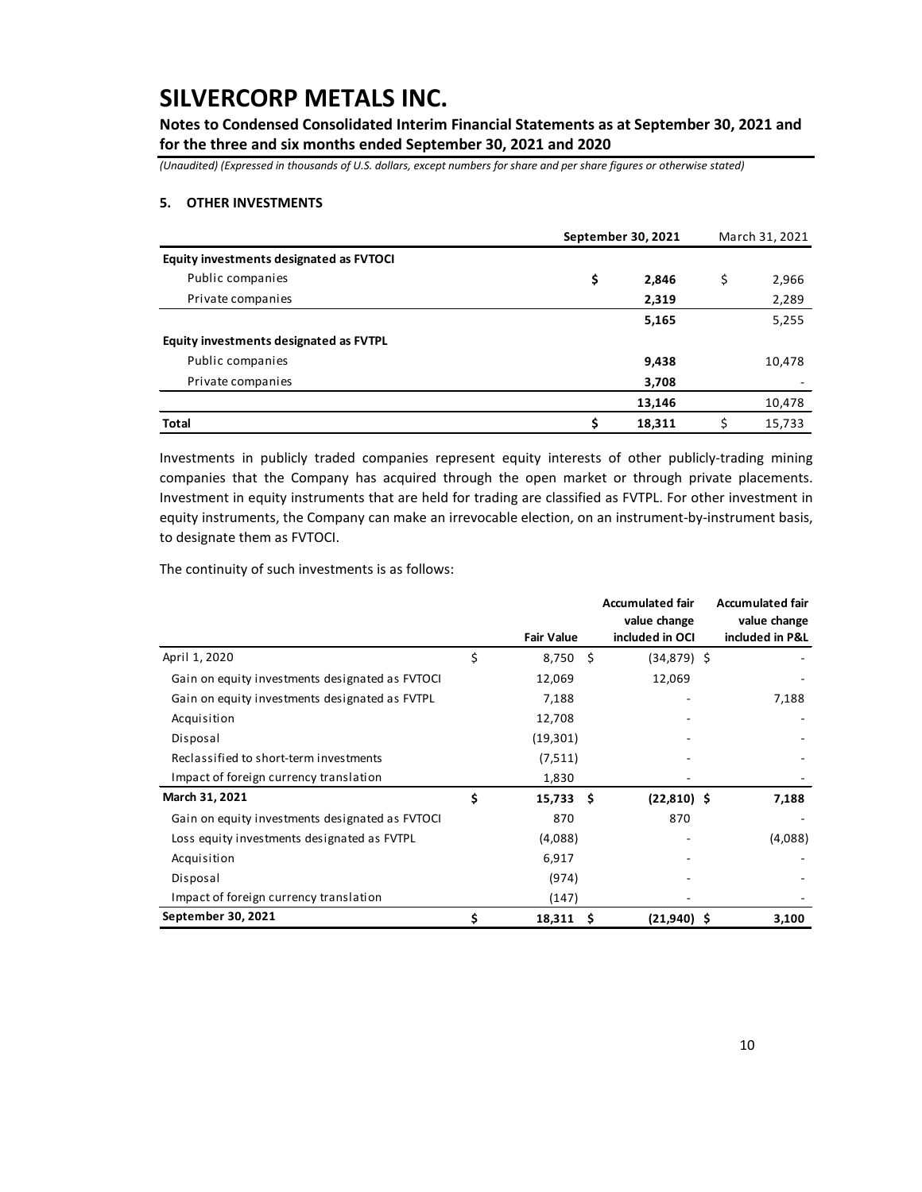# SILVERCORP METALS INC.

**Notes to Condensed Consolidated Interim Financial Statements as at September 30, 2021 and for the three and six months ended September 30, 2021 and 2020**

*(Unaudited) (Expressed in thousands of U.S. dollars, except numbers for share and per share figures or otherwise stated)*

## 5. OTHER INVESTMENTS

| | September 30, 2021 | March 31, 2021 |
|---|---|---|
| **Equity investments designated as FVTOCI** | | |
| Public companies | $ **2,846** | $ 2,966 |
| Private companies | **2,319** | 2,289 |
| | **5,165** | 5,255 |
| **Equity investments designated as FVTPL** | | |
| Public companies | **9,438** | 10,478 |
| Private companies | **3,708** | - |
| | **13,146** | 10,478 |
| **Total** | $ **18,311** | $ 15,733 |

Investments in publicly traded companies represent equity interests of other publicly-trading mining companies that the Company has acquired through the open market or through private placements. Investment in equity instruments that are held for trading are classified as FVTPL. For other investment in equity instruments, the Company can make an irrevocable election, on an instrument-by-instrument basis, to designate them as FVTOCI.

The continuity of such investments is as follows:

| | Fair Value | Accumulated fair value change included in OCI | Accumulated fair value change included in P&L |
|---|---|---|---|
| April 1, 2020 | $ 8,750 | $ (34,879) | $ - |
| Gain on equity investments designated as FVTOCI | 12,069 | 12,069 | - |
| Gain on equity investments designated as FVTPL | 7,188 | - | 7,188 |
| Acquisition | 12,708 | - | - |
| Disposal | (19,301) | - | - |
| Reclassified to short-term investments | (7,511) | - | - |
| Impact of foreign currency translation | 1,830 | - | - |
| **March 31, 2021** | $ **15,733** | $ **(22,810)** | $ **7,188** |
| Gain on equity investments designated as FVTOCI | 870 | 870 | - |
| Loss equity investments designated as FVTPL | (4,088) | - | (4,088) |
| Acquisition | 6,917 | - | - |
| Disposal | (974) | - | - |
| Impact of foreign currency translation | (147) | - | - |
| **September 30, 2021** | $ **18,311** | $ **(21,940)** | $ **3,100** |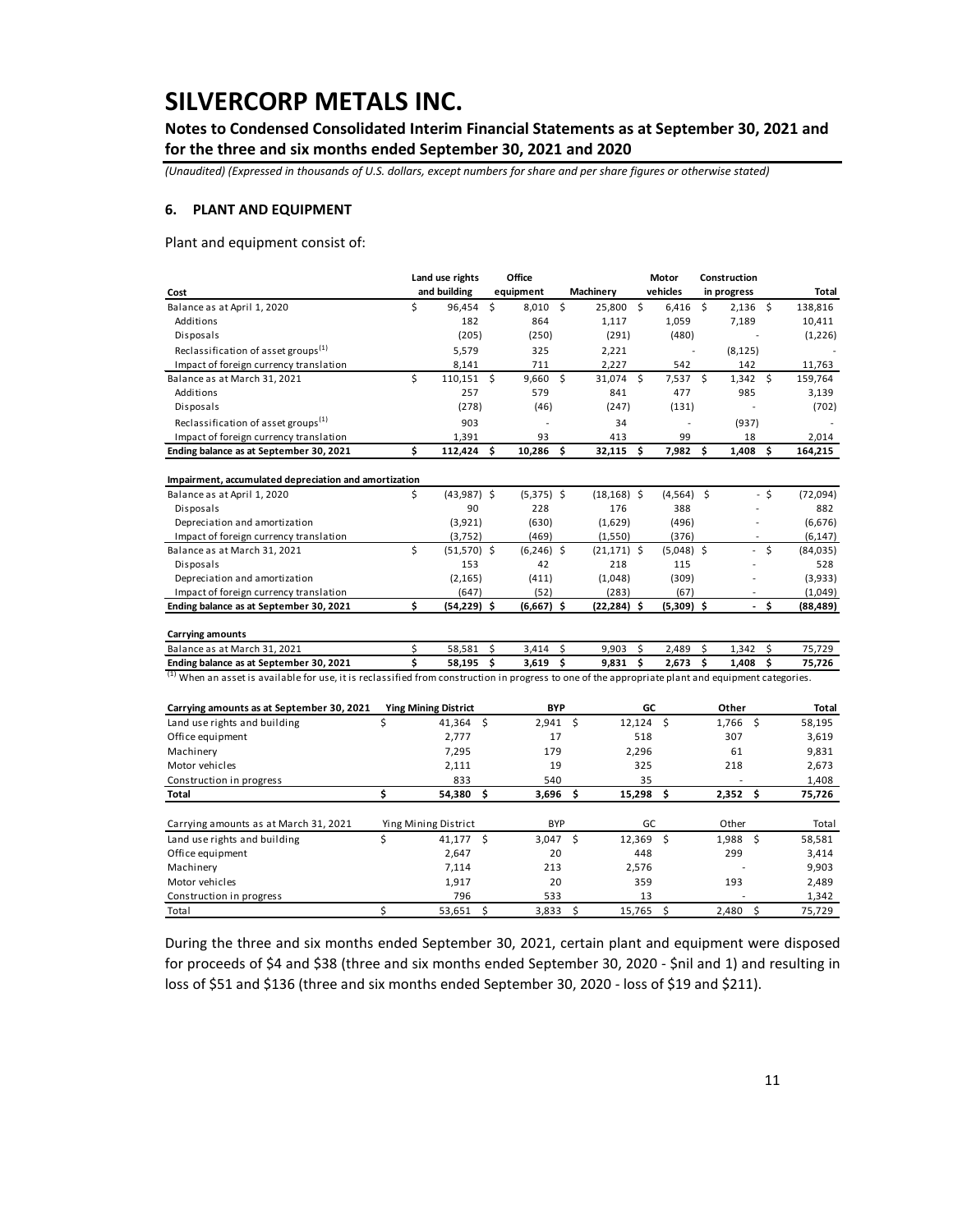# SILVERCORP METALS INC.

**Notes to Condensed Consolidated Interim Financial Statements as at September 30, 2021 and for the three and six months ended September 30, 2021 and 2020**

*(Unaudited) (Expressed in thousands of U.S. dollars, except numbers for share and per share figures or otherwise stated)*

## 6. PLANT AND EQUIPMENT

Plant and equipment consist of:

| Cost | Land use rights and building | Office equipment | Machinery | Motor vehicles | Construction in progress | Total |
|---|---|---|---|---|---|---|
| Balance as at April 1, 2020 | $ 96,454 | $ 8,010 | $ 25,800 | $ 6,416 | $ 2,136 | $ 138,816 |
| Additions | 182 | 864 | 1,117 | 1,059 | 7,189 | 10,411 |
| Disposals | (205) | (250) | (291) | (480) | - | (1,226) |
| Reclassification of asset groups[(1)] | 5,579 | 325 | 2,221 | - | (8,125) | - |
| Impact of foreign currency translation | 8,141 | 711 | 2,227 | 542 | 142 | 11,763 |
| Balance as at March 31, 2021 | $ 110,151 | $ 9,660 | $ 31,074 | $ 7,537 | $ 1,342 | $ 159,764 |
| Additions | 257 | 579 | 841 | 477 | 985 | 3,139 |
| Disposals | (278) | (46) | (247) | (131) | - | (702) |
| Reclassification of asset groups[(1)] | 903 | - | 34 | - | (937) | - |
| Impact of foreign currency translation | 1,391 | 93 | 413 | 99 | 18 | 2,014 |
| **Ending balance as at September 30, 2021** | **$ 112,424** | **$ 10,286** | **$ 32,115** | **$ 7,982** | **$ 1,408** | **$ 164,215** |
| **Impairment, accumulated depreciation and amortization** | | | | | | |
| Balance as at April 1, 2020 | $ (43,987) | $ (5,375) | $ (18,168) | $ (4,564) | $ - | $ (72,094) |
| Disposals | 90 | 228 | 176 | 388 | - | 882 |
| Depreciation and amortization | (3,921) | (630) | (1,629) | (496) | - | (6,676) |
| Impact of foreign currency translation | (3,752) | (469) | (1,550) | (376) | - | (6,147) |
| Balance as at March 31, 2021 | $ (51,570) | $ (6,246) | $ (21,171) | $ (5,048) | $ - | $ (84,035) |
| Disposals | 153 | 42 | 218 | 115 | - | 528 |
| Depreciation and amortization | (2,165) | (411) | (1,048) | (309) | - | (3,933) |
| Impact of foreign currency translation | (647) | (52) | (283) | (67) | - | (1,049) |
| **Ending balance as at September 30, 2021** | **$ (54,229)** | **$ (6,667)** | **$ (22,284)** | **$ (5,309)** | **$ -** | **$ (88,489)** |
| **Carrying amounts** | | | | | | |
| Balance as at March 31, 2021 | $ 58,581 | $ 3,414 | $ 9,903 | $ 2,489 | $ 1,342 | $ 75,729 |
| **Ending balance as at September 30, 2021** | **$ 58,195** | **$ 3,619** | **$ 9,831** | **$ 2,673** | **$ 1,408** | **$ 75,726** |

(1) When an asset is available for use, it is reclassified from construction in progress to one of the appropriate plant and equipment categories.

| Carrying amounts as at September 30, 2021 | Ying Mining District | BYP | GC | Other | Total |
|---|---|---|---|---|---|
| Land use rights and building | $ 41,364 | $ 2,941 | $ 12,124 | $ 1,766 | $ 58,195 |
| Office equipment | 2,777 | 17 | 518 | 307 | 3,619 |
| Machinery | 7,295 | 179 | 2,296 | 61 | 9,831 |
| Motor vehicles | 2,111 | 19 | 325 | 218 | 2,673 |
| Construction in progress | 833 | 540 | 35 | - | 1,408 |
| **Total** | **$ 54,380** | **$ 3,696** | **$ 15,298** | **$ 2,352** | **$ 75,726** |

| Carrying amounts as at March 31, 2021 | Ying Mining District | BYP | GC | Other | Total |
|---|---|---|---|---|---|
| Land use rights and building | $ 41,177 | $ 3,047 | $ 12,369 | $ 1,988 | $ 58,581 |
| Office equipment | 2,647 | 20 | 448 | 299 | 3,414 |
| Machinery | 7,114 | 213 | 2,576 | - | 9,903 |
| Motor vehicles | 1,917 | 20 | 359 | 193 | 2,489 |
| Construction in progress | 796 | 533 | 13 | - | 1,342 |
| Total | $ 53,651 | $ 3,833 | $ 15,765 | $ 2,480 | $ 75,729 |

During the three and six months ended September 30, 2021, certain plant and equipment were disposed for proceeds of $4 and $38 (three and six months ended September 30, 2020 - $nil and 1) and resulting in loss of $51 and $136 (three and six months ended September 30, 2020 - loss of $19 and $211).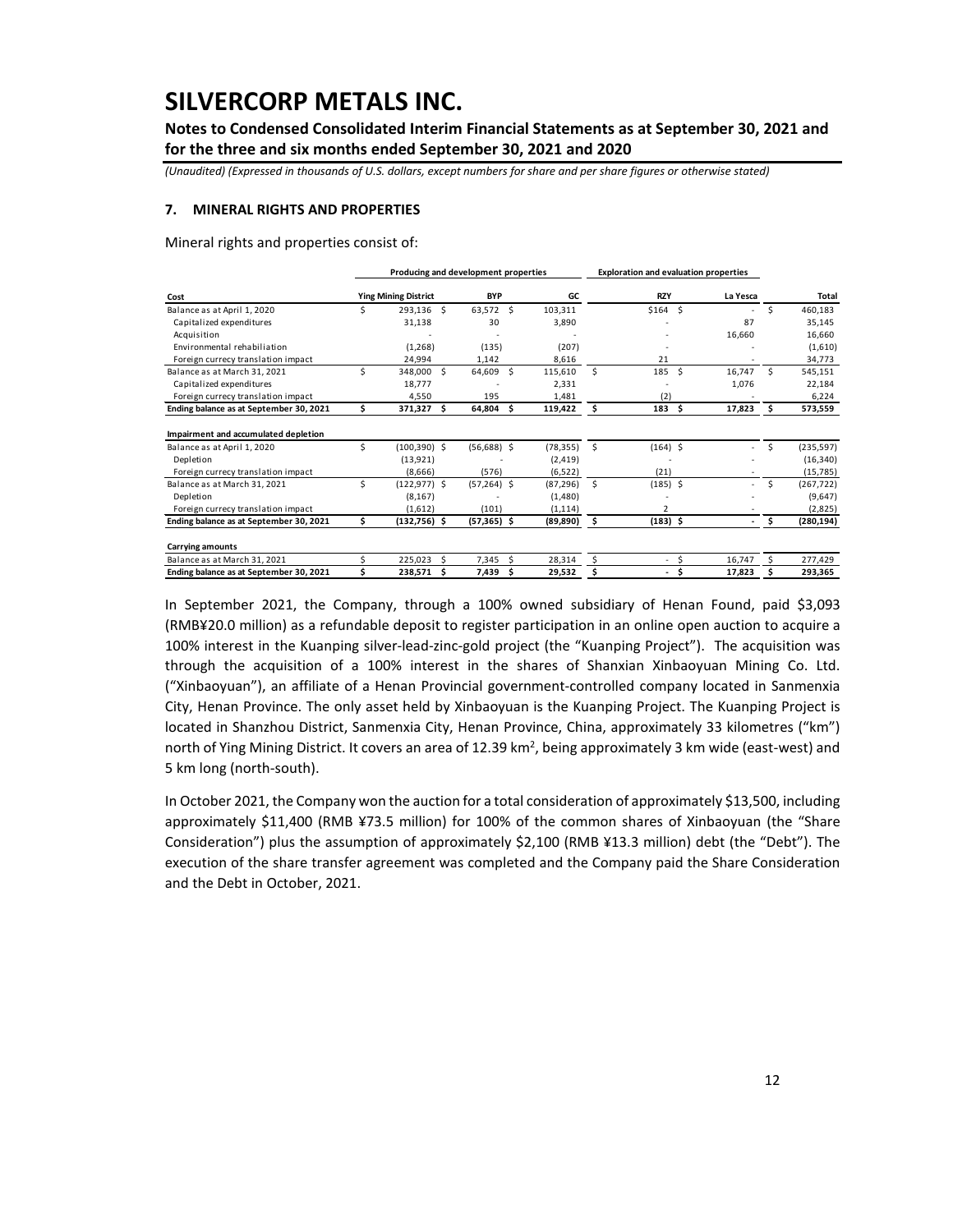# SILVERCORP METALS INC.

**Notes to Condensed Consolidated Interim Financial Statements as at September 30, 2021 and for the three and six months ended September 30, 2021 and 2020**

*(Unaudited) (Expressed in thousands of U.S. dollars, except numbers for share and per share figures or otherwise stated)*

### 7. MINERAL RIGHTS AND PROPERTIES

Mineral rights and properties consist of:

| | Producing and development properties | | | Exploration and evaluation properties | | |
|---|---|---|---|---|---|---|
| **Cost** | **Ying Mining District** | **BYP** | **GC** | **RZY** | **La Yesca** | **Total** |
| Balance as at April 1, 2020 | $ 293,136 | $ 63,572 | $ 103,311 | $164 | $ - | $ 460,183 |
| Capitalized expenditures | 31,138 | 30 | 3,890 | - | 87 | 35,145 |
| Acquisition | - | - | - | - | 16,660 | 16,660 |
| Environmental rehabiliation | (1,268) | (135) | (207) | - | - | (1,610) |
| Foreign currecy translation impact | 24,994 | 1,142 | 8,616 | 21 | - | 34,773 |
| Balance as at March 31, 2021 | $ 348,000 | $ 64,609 | $ 115,610 | $ 185 | $ 16,747 | $ 545,151 |
| Capitalized expenditures | 18,777 | - | 2,331 | - | 1,076 | 22,184 |
| Foreign currecy translation impact | 4,550 | 195 | 1,481 | (2) | - | 6,224 |
| **Ending balance as at September 30, 2021** | **$ 371,327** | **$ 64,804** | **$ 119,422** | **$ 183** | **$ 17,823** | **$ 573,559** |
| **Impairment and accumulated depletion** | | | | | | |
| Balance as at April 1, 2020 | $ (100,390) | $ (56,688) | $ (78,355) | $ (164) | $ - | $ (235,597) |
| Depletion | (13,921) | - | (2,419) | - | - | (16,340) |
| Foreign currecy translation impact | (8,666) | (576) | (6,522) | (21) | - | (15,785) |
| Balance as at March 31, 2021 | $ (122,977) | $ (57,264) | $ (87,296) | $ (185) | $ - | $ (267,722) |
| Depletion | (8,167) | - | (1,480) | - | - | (9,647) |
| Foreign currecy translation impact | (1,612) | (101) | (1,114) | 2 | - | (2,825) |
| **Ending balance as at September 30, 2021** | **$ (132,756)** | **$ (57,365)** | **$ (89,890)** | **$ (183)** | **$ -** | **$ (280,194)** |
| **Carrying amounts** | | | | | | |
| Balance as at March 31, 2021 | $ 225,023 | $ 7,345 | $ 28,314 | $ - | $ 16,747 | $ 277,429 |
| **Ending balance as at September 30, 2021** | **$ 238,571** | **$ 7,439** | **$ 29,532** | **$ -** | **$ 17,823** | **$ 293,365** |

In September 2021, the Company, through a 100% owned subsidiary of Henan Found, paid $3,093 (RMB¥20.0 million) as a refundable deposit to register participation in an online open auction to acquire a 100% interest in the Kuanping silver-lead-zinc-gold project (the "Kuanping Project"). The acquisition was through the acquisition of a 100% interest in the shares of Shanxian Xinbaoyuan Mining Co. Ltd. ("Xinbaoyuan"), an affiliate of a Henan Provincial government-controlled company located in Sanmenxia City, Henan Province. The only asset held by Xinbaoyuan is the Kuanping Project. The Kuanping Project is located in Shanzhou District, Sanmenxia City, Henan Province, China, approximately 33 kilometres ("km") north of Ying Mining District. It covers an area of 12.39 km$^2$, being approximately 3 km wide (east-west) and 5 km long (north-south).

In October 2021, the Company won the auction for a total consideration of approximately $13,500, including approximately $11,400 (RMB ¥73.5 million) for 100% of the common shares of Xinbaoyuan (the "Share Consideration") plus the assumption of approximately $2,100 (RMB ¥13.3 million) debt (the "Debt"). The execution of the share transfer agreement was completed and the Company paid the Share Consideration and the Debt in October, 2021.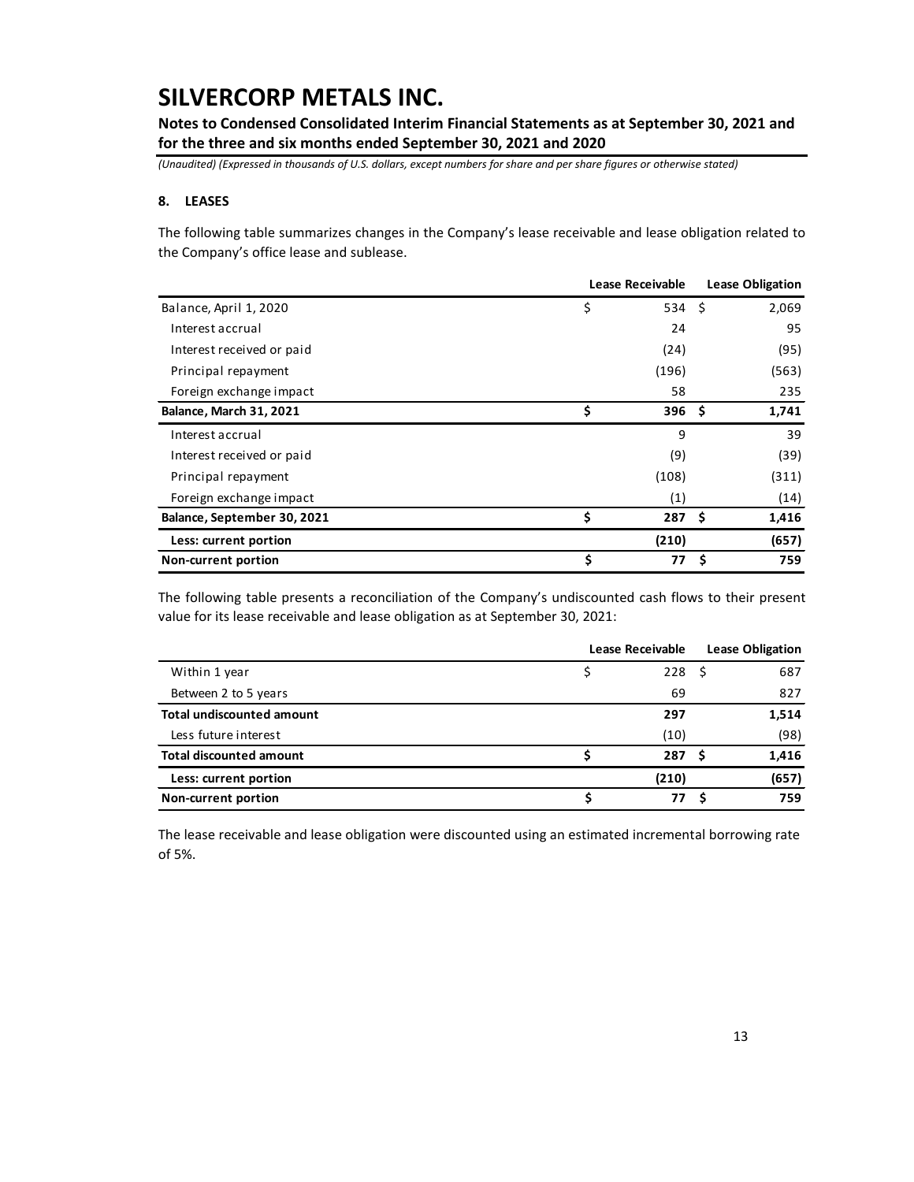# SILVERCORP METALS INC.

**Notes to Condensed Consolidated Interim Financial Statements as at September 30, 2021 and for the three and six months ended September 30, 2021 and 2020**

*(Unaudited) (Expressed in thousands of U.S. dollars, except numbers for share and per share figures or otherwise stated)*

### 8. LEASES

The following table summarizes changes in the Company's lease receivable and lease obligation related to the Company's office lease and sublease.

| | Lease Receivable | Lease Obligation |
|---|---|---|
| Balance, April 1, 2020 | $ 534 | $ 2,069 |
| Interest accrual | 24 | 95 |
| Interest received or paid | (24) | (95) |
| Principal repayment | (196) | (563) |
| Foreign exchange impact | 58 | 235 |
| **Balance, March 31, 2021** | **$ 396** | **$ 1,741** |
| Interest accrual | 9 | 39 |
| Interest received or paid | (9) | (39) |
| Principal repayment | (108) | (311) |
| Foreign exchange impact | (1) | (14) |
| **Balance, September 30, 2021** | **$ 287** | **$ 1,416** |
| **Less: current portion** | **(210)** | **(657)** |
| **Non-current portion** | **$ 77** | **$ 759** |

The following table presents a reconciliation of the Company's undiscounted cash flows to their present value for its lease receivable and lease obligation as at September 30, 2021:

| | Lease Receivable | Lease Obligation |
|---|---|---|
| Within 1 year | $ 228 | $ 687 |
| Between 2 to 5 years | 69 | 827 |
| **Total undiscounted amount** | **297** | **1,514** |
| Less future interest | (10) | (98) |
| **Total discounted amount** | **$ 287** | **$ 1,416** |
| **Less: current portion** | **(210)** | **(657)** |
| **Non-current portion** | **$ 77** | **$ 759** |

The lease receivable and lease obligation were discounted using an estimated incremental borrowing rate of 5%.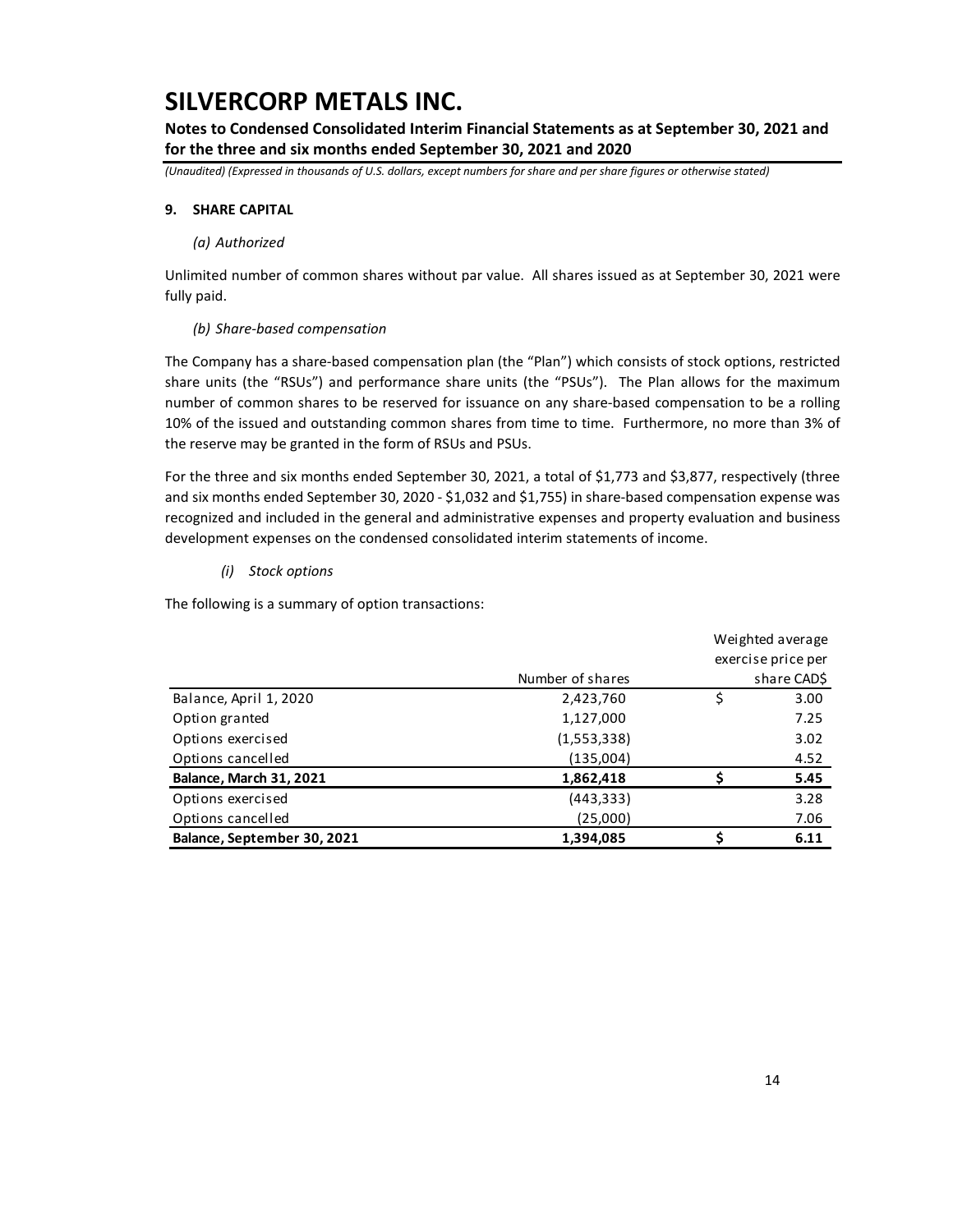# SILVERCORP METALS INC.

**Notes to Condensed Consolidated Interim Financial Statements as at September 30, 2021 and for the three and six months ended September 30, 2021 and 2020**

*(Unaudited) (Expressed in thousands of U.S. dollars, except numbers for share and per share figures or otherwise stated)*

## 9. SHARE CAPITAL

### *(a) Authorized*

Unlimited number of common shares without par value. All shares issued as at September 30, 2021 were fully paid.

### *(b) Share-based compensation*

The Company has a share-based compensation plan (the "Plan") which consists of stock options, restricted share units (the "RSUs") and performance share units (the "PSUs"). The Plan allows for the maximum number of common shares to be reserved for issuance on any share-based compensation to be a rolling 10% of the issued and outstanding common shares from time to time. Furthermore, no more than 3% of the reserve may be granted in the form of RSUs and PSUs.

For the three and six months ended September 30, 2021, a total of $1,773 and $3,877, respectively (three and six months ended September 30, 2020 - $1,032 and $1,755) in share-based compensation expense was recognized and included in the general and administrative expenses and property evaluation and business development expenses on the condensed consolidated interim statements of income.

#### *(i) Stock options*

The following is a summary of option transactions:

| | Number of shares | Weighted average exercise price per share CAD$ |
|---|---|---|
| Balance, April 1, 2020 | 2,423,760 | $ 3.00 |
| Option granted | 1,127,000 | 7.25 |
| Options exercised | (1,553,338) | 3.02 |
| Options cancelled | (135,004) | 4.52 |
| **Balance, March 31, 2021** | **1,862,418** | **$ 5.45** |
| Options exercised | (443,333) | 3.28 |
| Options cancelled | (25,000) | 7.06 |
| **Balance, September 30, 2021** | **1,394,085** | **$ 6.11** |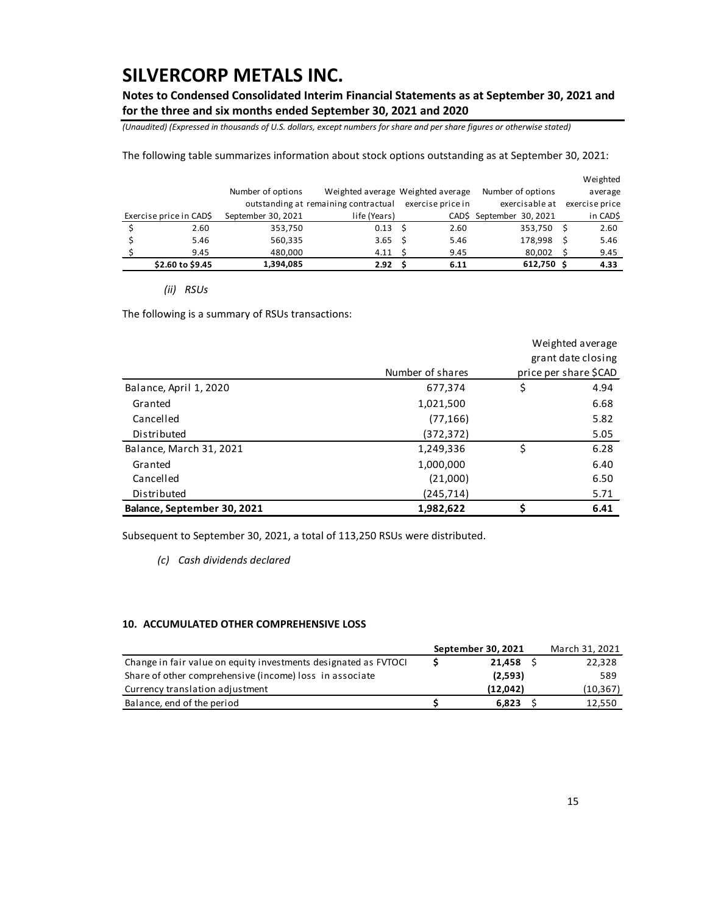The following table summarizes information about stock options outstanding as at September 30, 2021:

| Exercise price in CAD$ | Number of options outstanding at September 30, 2021 | Weighted average remaining contractual life (Years) | Weighted average exercise price in CAD$ | Number of options exercisable at September 30, 2021 | Weighted average exercise price in CAD$ |
|---|---|---|---|---|---|
| $ 2.60 | 353,750 | 0.13 | $ 2.60 | 353,750 | $ 2.60 |
| $ 5.46 | 560,335 | 3.65 | $ 5.46 | 178,998 | $ 5.46 |
| $ 9.45 | 480,000 | 4.11 | $ 9.45 | 80,002 | $ 9.45 |
| **$2.60 to $9.45** | **1,394,085** | **2.92** | **$ 6.11** | **612,750** | **$ 4.33** |

*(ii) RSUs*

The following is a summary of RSUs transactions:

| | Number of shares | Weighted average grant date closing price per share $CAD |
|---|---|---|
| Balance, April 1, 2020 | 677,374 | $ 4.94 |
| Granted | 1,021,500 | 6.68 |
| Cancelled | (77,166) | 5.82 |
| Distributed | (372,372) | 5.05 |
| Balance, March 31, 2021 | 1,249,336 | $ 6.28 |
| Granted | 1,000,000 | 6.40 |
| Cancelled | (21,000) | 6.50 |
| Distributed | (245,714) | 5.71 |
| **Balance, September 30, 2021** | **1,982,622** | **$ 6.41** |

Subsequent to September 30, 2021, a total of 113,250 RSUs were distributed.

*(c) Cash dividends declared*

**10. ACCUMULATED OTHER COMPREHENSIVE LOSS**

| | September 30, 2021 | March 31, 2021 |
|---|---|---|
| Change in fair value on equity investments designated as FVTOCI | $ 21,458 | $ 22,328 |
| Share of other comprehensive (income) loss in associate | (2,593) | 589 |
| Currency translation adjustment | (12,042) | (10,367) |
| Balance, end of the period | $ 6,823 | $ 12,550 |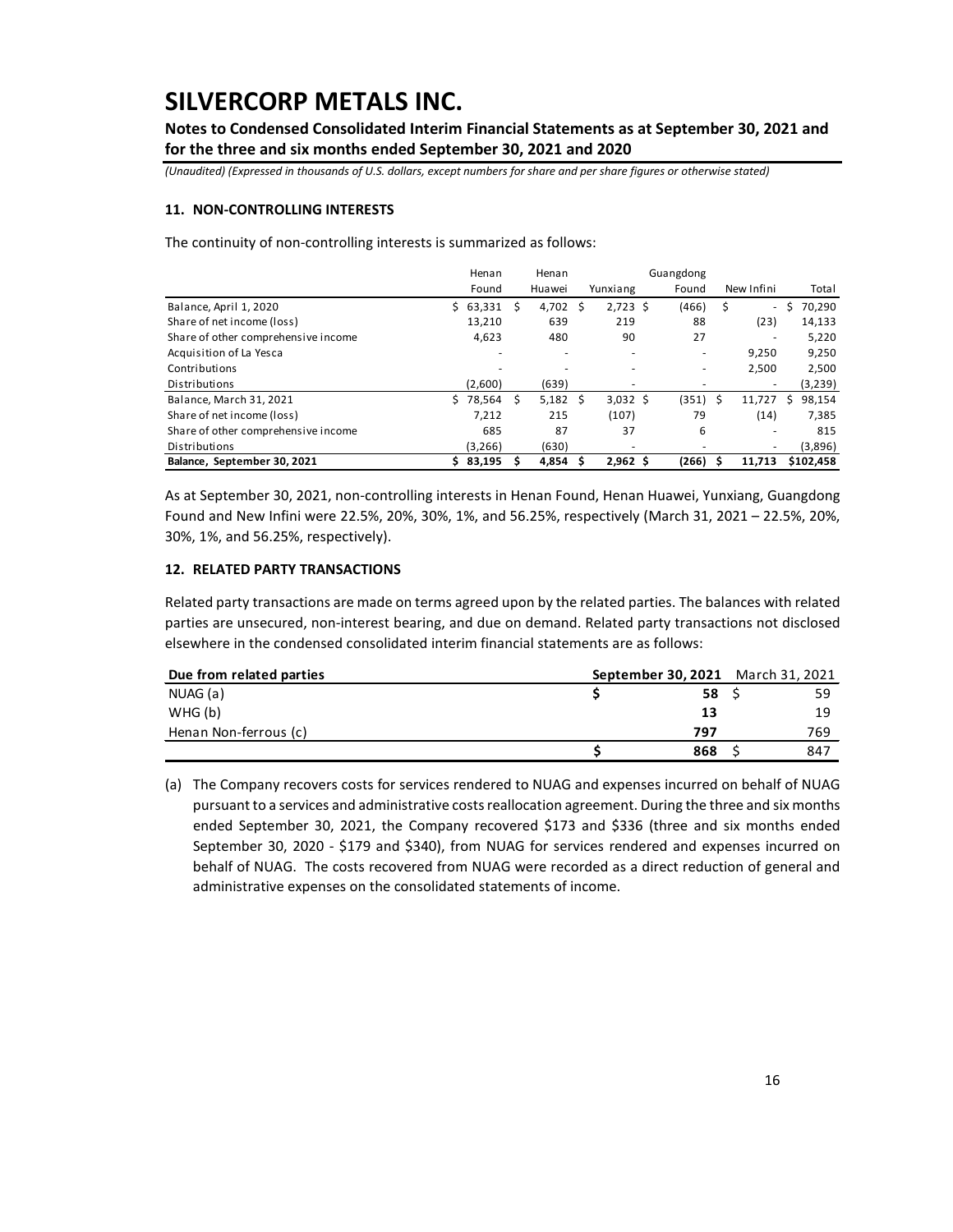# SILVERCORP METALS INC.

**Notes to Condensed Consolidated Interim Financial Statements as at September 30, 2021 and for the three and six months ended September 30, 2021 and 2020**

*(Unaudited) (Expressed in thousands of U.S. dollars, except numbers for share and per share figures or otherwise stated)*

### 11. NON-CONTROLLING INTERESTS

The continuity of non-controlling interests is summarized as follows:

| | Henan Found | Henan Huawei | Yunxiang | Guangdong Found | New Infini | Total |
|---|---|---|---|---|---|---|
| Balance, April 1, 2020 | $ 63,331 | $ 4,702 | $ 2,723 | $ (466) | $ - | $ 70,290 |
| Share of net income (loss) | 13,210 | 639 | 219 | 88 | (23) | 14,133 |
| Share of other comprehensive income | 4,623 | 480 | 90 | 27 | - | 5,220 |
| Acquisition of La Yesca | - | - | - | - | 9,250 | 9,250 |
| Contributions | - | - | - | - | 2,500 | 2,500 |
| Distributions | (2,600) | (639) | - | - | - | (3,239) |
| Balance, March 31, 2021 | $ 78,564 | $ 5,182 | $ 3,032 | $ (351) | $ 11,727 | $ 98,154 |
| Share of net income (loss) | 7,212 | 215 | (107) | 79 | (14) | 7,385 |
| Share of other comprehensive income | 685 | 87 | 37 | 6 | - | 815 |
| Distributions | (3,266) | (630) | - | - | - | (3,896) |
| **Balance, September 30, 2021** | **$ 83,195** | **$ 4,854** | **$ 2,962** | **$ (266)** | **$ 11,713** | **$102,458** |

As at September 30, 2021, non-controlling interests in Henan Found, Henan Huawei, Yunxiang, Guangdong Found and New Infini were 22.5%, 20%, 30%, 1%, and 56.25%, respectively (March 31, 2021 – 22.5%, 20%, 30%, 1%, and 56.25%, respectively).

### 12. RELATED PARTY TRANSACTIONS

Related party transactions are made on terms agreed upon by the related parties. The balances with related parties are unsecured, non-interest bearing, and due on demand. Related party transactions not disclosed elsewhere in the condensed consolidated interim financial statements are as follows:

| **Due from related parties** | **September 30, 2021** | March 31, 2021 |
|---|---|---|
| NUAG (a) | **$ 58** | $ 59 |
| WHG (b) | **13** | 19 |
| Henan Non-ferrous (c) | **797** | 769 |
| | **$ 868** | $ 847 |

(a) The Company recovers costs for services rendered to NUAG and expenses incurred on behalf of NUAG pursuant to a services and administrative costs reallocation agreement. During the three and six months ended September 30, 2021, the Company recovered $173 and $336 (three and six months ended September 30, 2020 - $179 and $340), from NUAG for services rendered and expenses incurred on behalf of NUAG. The costs recovered from NUAG were recorded as a direct reduction of general and administrative expenses on the consolidated statements of income.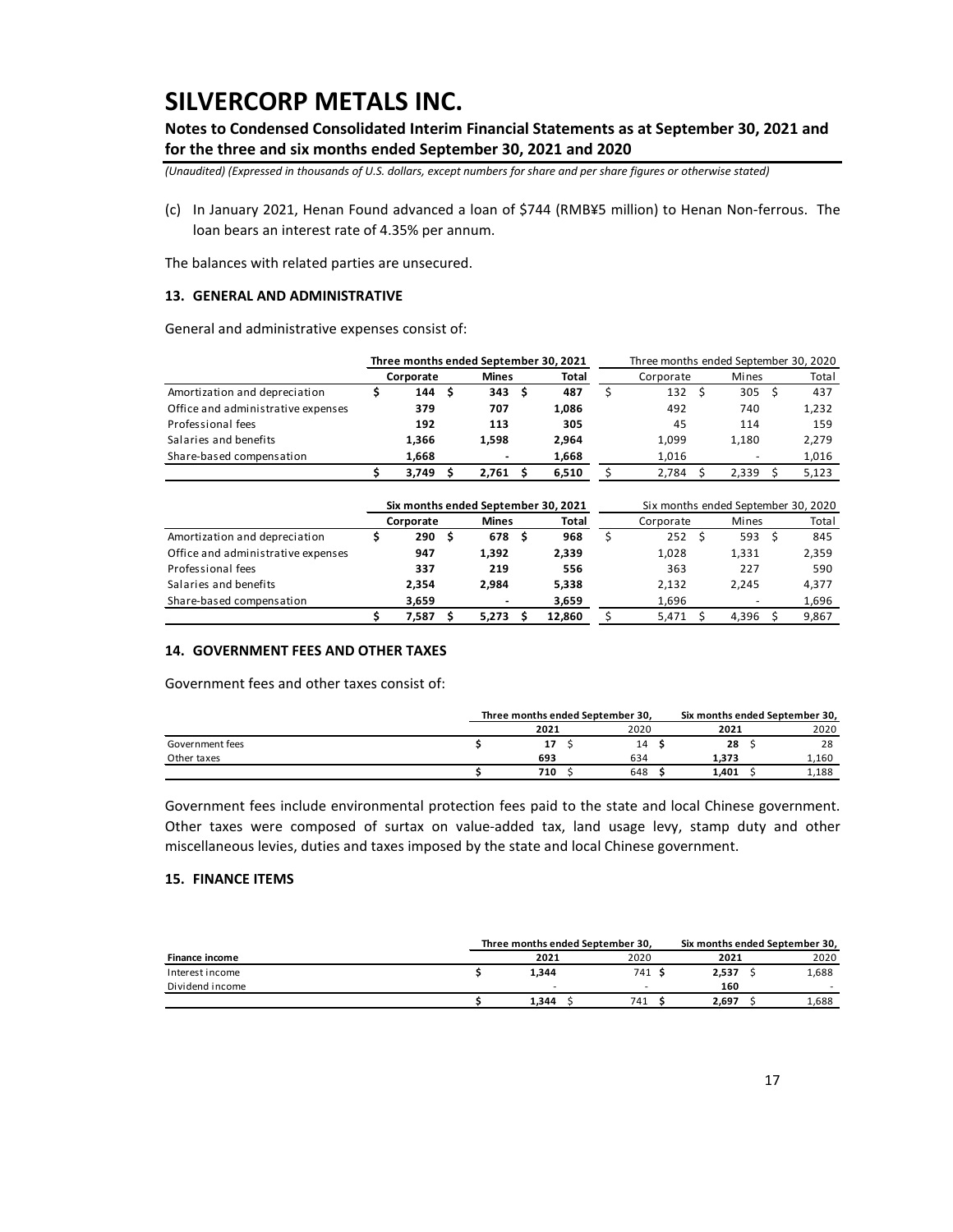(c) In January 2021, Henan Found advanced a loan of $744 (RMB¥5 million) to Henan Non-ferrous. The loan bears an interest rate of 4.35% per annum.

The balances with related parties are unsecured.

### 13. GENERAL AND ADMINISTRATIVE

General and administrative expenses consist of:

| | Three months ended September 30, 2021 | | | Three months ended September 30, 2020 | | |
|---|---|---|---|---|---|---|
| | **Corporate** | **Mines** | **Total** | Corporate | Mines | Total |
| Amortization and depreciation | **$ 144** | **$ 343** | **$ 487** | $ 132 | $ 305 | $ 437 |
| Office and administrative expenses | **379** | **707** | **1,086** | 492 | 740 | 1,232 |
| Professional fees | **192** | **113** | **305** | 45 | 114 | 159 |
| Salaries and benefits | **1,366** | **1,598** | **2,964** | 1,099 | 1,180 | 2,279 |
| Share-based compensation | **1,668** | **-** | **1,668** | 1,016 | - | 1,016 |
| | **$ 3,749** | **$ 2,761** | **$ 6,510** | $ 2,784 | $ 2,339 | $ 5,123 |

| | Six months ended September 30, 2021 | | | Six months ended September 30, 2020 | | |
|---|---|---|---|---|---|---|
| | **Corporate** | **Mines** | **Total** | Corporate | Mines | Total |
| Amortization and depreciation | **$ 290** | **$ 678** | **$ 968** | $ 252 | $ 593 | $ 845 |
| Office and administrative expenses | **947** | **1,392** | **2,339** | 1,028 | 1,331 | 2,359 |
| Professional fees | **337** | **219** | **556** | 363 | 227 | 590 |
| Salaries and benefits | **2,354** | **2,984** | **5,338** | 2,132 | 2,245 | 4,377 |
| Share-based compensation | **3,659** | **-** | **3,659** | 1,696 | - | 1,696 |
| | **$ 7,587** | **$ 5,273** | **$ 12,860** | $ 5,471 | $ 4,396 | $ 9,867 |

### 14. GOVERNMENT FEES AND OTHER TAXES

Government fees and other taxes consist of:

| | Three months ended September 30, | | Six months ended September 30, | |
|---|---|---|---|---|
| | **2021** | 2020 | **2021** | 2020 |
| Government fees | **$ 17** | $ 14 | **$ 28** | $ 28 |
| Other taxes | **693** | 634 | **1,373** | 1,160 |
| | **$ 710** | $ 648 | **$ 1,401** | $ 1,188 |

Government fees include environmental protection fees paid to the state and local Chinese government. Other taxes were composed of surtax on value-added tax, land usage levy, stamp duty and other miscellaneous levies, duties and taxes imposed by the state and local Chinese government.

### 15. FINANCE ITEMS

| | Three months ended September 30, | | Six months ended September 30, | |
|---|---|---|---|---|
| **Finance income** | **2021** | 2020 | **2021** | 2020 |
| Interest income | **$ 1,344** | 741 | **$ 2,537** | $ 1,688 |
| Dividend income | **-** | - | **160** | - |
| | **$ 1,344** | $ 741 | **$ 2,697** | $ 1,688 |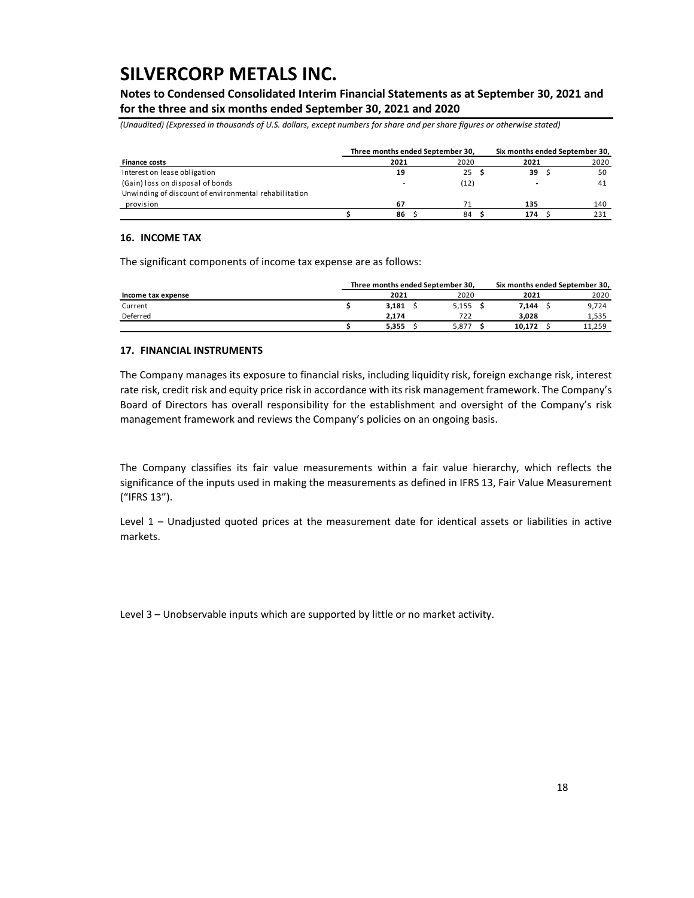| Finance costs | Three months ended September 30, 2021 | Three months ended September 30, 2020 | Six months ended September 30, 2021 | Six months ended September 30, 2020 |
|---|---|---|---|---|
| Interest on lease obligation | 19 | 25 | $ 39 | $ 50 |
| (Gain) loss on disposal of bonds | - | (12) | - | 41 |
| Unwinding of discount of environmental rehabilitation provision | 67 | 71 | 135 | 140 |
| | $ 86 | $ 84 | $ 174 | $ 231 |

### 16. INCOME TAX

The significant components of income tax expense are as follows:

| Income tax expense | Three months ended September 30, 2021 | Three months ended September 30, 2020 | Six months ended September 30, 2021 | Six months ended September 30, 2020 |
|---|---|---|---|---|
| Current | $ 3,181 | $ 5,155 | $ 7,144 | $ 9,724 |
| Deferred | 2,174 | 722 | 3,028 | 1,535 |
| | $ 5,355 | $ 5,877 | $ 10,172 | $ 11,259 |

### 17. FINANCIAL INSTRUMENTS

The Company manages its exposure to financial risks, including liquidity risk, foreign exchange risk, interest rate risk, credit risk and equity price risk in accordance with its risk management framework. The Company's Board of Directors has overall responsibility for the establishment and oversight of the Company's risk management framework and reviews the Company's policies on an ongoing basis.

The Company classifies its fair value measurements within a fair value hierarchy, which reflects the significance of the inputs used in making the measurements as defined in IFRS 13, Fair Value Measurement ("IFRS 13").

Level 1 – Unadjusted quoted prices at the measurement date for identical assets or liabilities in active markets.

Level 3 – Unobservable inputs which are supported by little or no market activity.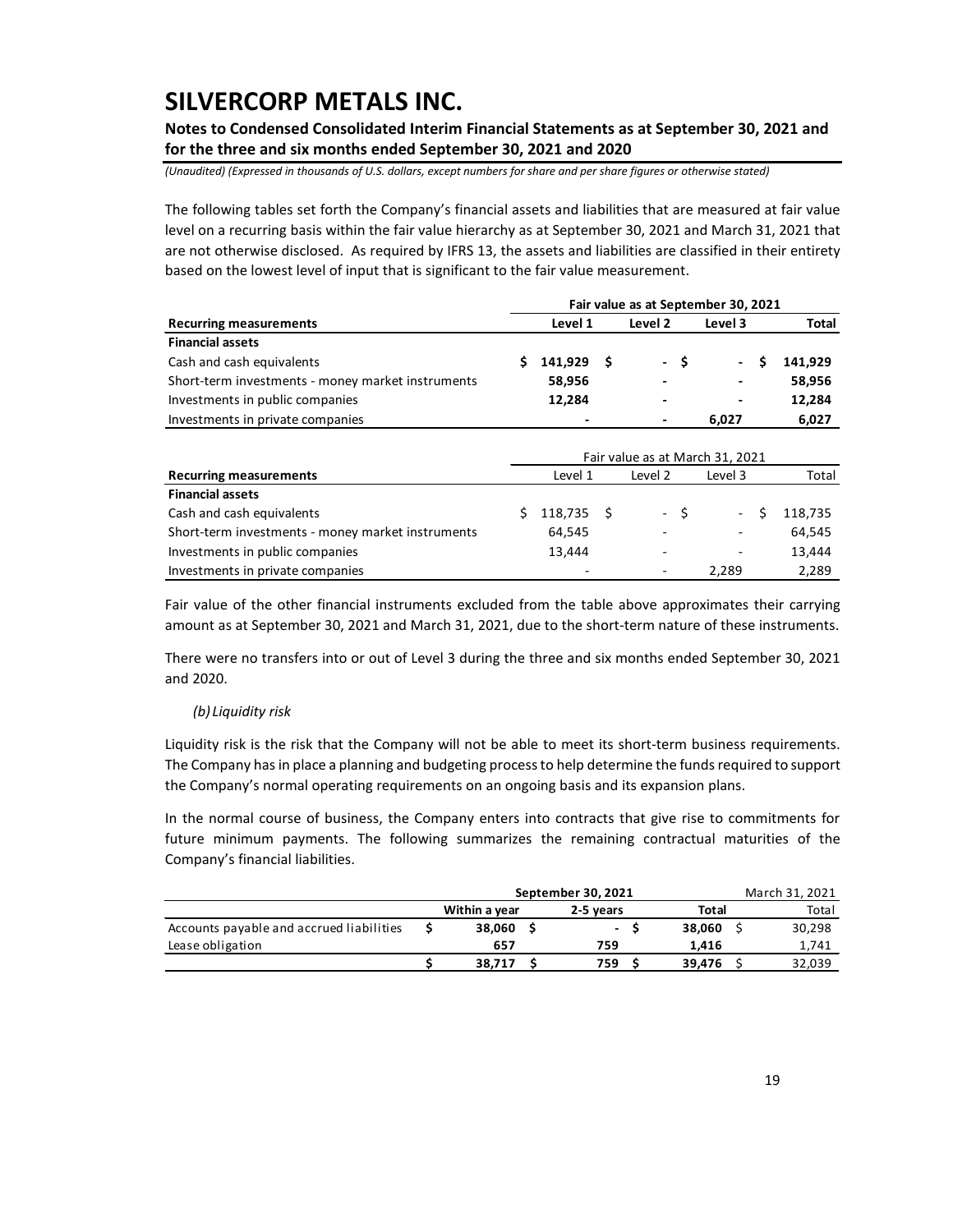# SILVERCORP METALS INC.

**Notes to Condensed Consolidated Interim Financial Statements as at September 30, 2021 and for the three and six months ended September 30, 2021 and 2020**

*(Unaudited) (Expressed in thousands of U.S. dollars, except numbers for share and per share figures or otherwise stated)*

The following tables set forth the Company's financial assets and liabilities that are measured at fair value level on a recurring basis within the fair value hierarchy as at September 30, 2021 and March 31, 2021 that are not otherwise disclosed. As required by IFRS 13, the assets and liabilities are classified in their entirety based on the lowest level of input that is significant to the fair value measurement.

| | **Fair value as at September 30, 2021** | | | |
|---|---|---|---|---|
| **Recurring measurements** | **Level 1** | **Level 2** | **Level 3** | **Total** |
| **Financial assets** | | | | |
| Cash and cash equivalents | **$ 141,929** | **$ -** | **$ -** | **$ 141,929** |
| Short-term investments - money market instruments | **58,956** | **-** | **-** | **58,956** |
| Investments in public companies | **12,284** | **-** | **-** | **12,284** |
| Investments in private companies | **-** | **-** | **6,027** | **6,027** |

| | Fair value as at March 31, 2021 | | | |
|---|---|---|---|---|
| **Recurring measurements** | Level 1 | Level 2 | Level 3 | Total |
| **Financial assets** | | | | |
| Cash and cash equivalents | $ 118,735 | $ - | $ - | $ 118,735 |
| Short-term investments - money market instruments | 64,545 | - | - | 64,545 |
| Investments in public companies | 13,444 | - | - | 13,444 |
| Investments in private companies | - | - | 2,289 | 2,289 |

Fair value of the other financial instruments excluded from the table above approximates their carrying amount as at September 30, 2021 and March 31, 2021, due to the short-term nature of these instruments.

There were no transfers into or out of Level 3 during the three and six months ended September 30, 2021 and 2020.

*(b) Liquidity risk*

Liquidity risk is the risk that the Company will not be able to meet its short-term business requirements. The Company has in place a planning and budgeting process to help determine the funds required to support the Company's normal operating requirements on an ongoing basis and its expansion plans.

In the normal course of business, the Company enters into contracts that give rise to commitments for future minimum payments. The following summarizes the remaining contractual maturities of the Company's financial liabilities.

| | **September 30, 2021** | | | March 31, 2021 |
|---|---|---|---|---|
| | **Within a year** | **2-5 years** | **Total** | Total |
| Accounts payable and accrued liabilities | **$ 38,060** | **$ -** | **$ 38,060** | $ 30,298 |
| Lease obligation | **657** | **759** | **1,416** | 1,741 |
| | **$ 38,717** | **$ 759** | **$ 39,476** | $ 32,039 |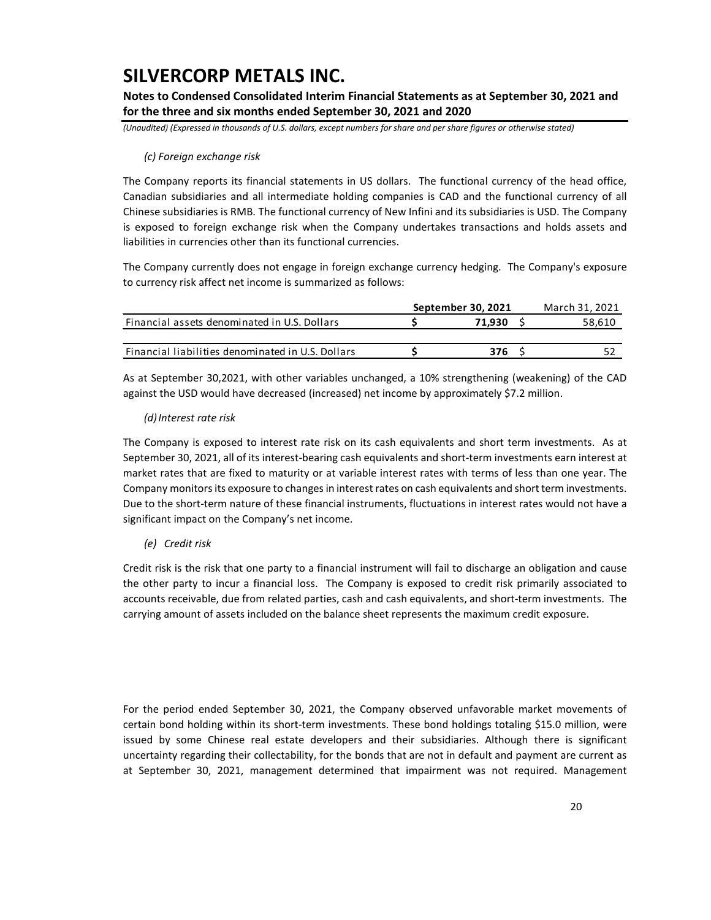*(c) Foreign exchange risk*

The Company reports its financial statements in US dollars. The functional currency of the head office, Canadian subsidiaries and all intermediate holding companies is CAD and the functional currency of all Chinese subsidiaries is RMB. The functional currency of New Infini and its subsidiaries is USD. The Company is exposed to foreign exchange risk when the Company undertakes transactions and holds assets and liabilities in currencies other than its functional currencies.

The Company currently does not engage in foreign exchange currency hedging. The Company's exposure to currency risk affect net income is summarized as follows:

| | **September 30, 2021** | March 31, 2021 |
|---|---|---|
| Financial assets denominated in U.S. Dollars | **$ 71,930** | $ 58,610 |
| Financial liabilities denominated in U.S. Dollars | **$ 376** | $ 52 |

As at September 30,2021, with other variables unchanged, a 10% strengthening (weakening) of the CAD against the USD would have decreased (increased) net income by approximately $7.2 million.

*(d) Interest rate risk*

The Company is exposed to interest rate risk on its cash equivalents and short term investments. As at September 30, 2021, all of its interest-bearing cash equivalents and short-term investments earn interest at market rates that are fixed to maturity or at variable interest rates with terms of less than one year. The Company monitors its exposure to changes in interest rates on cash equivalents and short term investments. Due to the short-term nature of these financial instruments, fluctuations in interest rates would not have a significant impact on the Company's net income.

*(e) Credit risk*

Credit risk is the risk that one party to a financial instrument will fail to discharge an obligation and cause the other party to incur a financial loss. The Company is exposed to credit risk primarily associated to accounts receivable, due from related parties, cash and cash equivalents, and short-term investments. The carrying amount of assets included on the balance sheet represents the maximum credit exposure.

For the period ended September 30, 2021, the Company observed unfavorable market movements of certain bond holding within its short-term investments. These bond holdings totaling $15.0 million, were issued by some Chinese real estate developers and their subsidiaries. Although there is significant uncertainty regarding their collectability, for the bonds that are not in default and payment are current as at September 30, 2021, management determined that impairment was not required. Management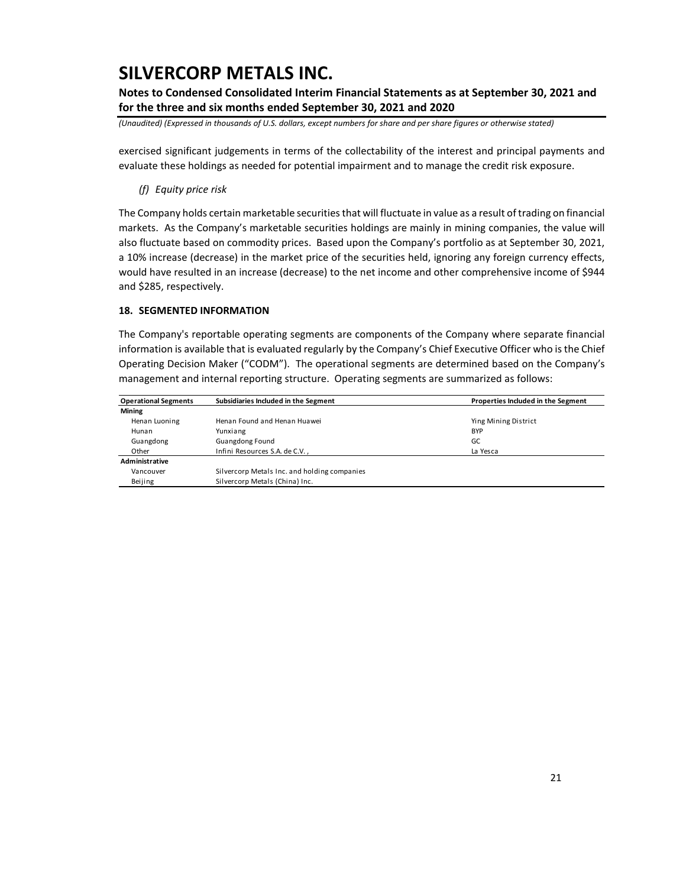exercised significant judgements in terms of the collectability of the interest and principal payments and evaluate these holdings as needed for potential impairment and to manage the credit risk exposure.

*(f) Equity price risk*

The Company holds certain marketable securities that will fluctuate in value as a result of trading on financial markets. As the Company's marketable securities holdings are mainly in mining companies, the value will also fluctuate based on commodity prices. Based upon the Company's portfolio as at September 30, 2021, a 10% increase (decrease) in the market price of the securities held, ignoring any foreign currency effects, would have resulted in an increase (decrease) to the net income and other comprehensive income of $944 and $285, respectively.

**18. SEGMENTED INFORMATION**

The Company's reportable operating segments are components of the Company where separate financial information is available that is evaluated regularly by the Company's Chief Executive Officer who is the Chief Operating Decision Maker ("CODM"). The operational segments are determined based on the Company's management and internal reporting structure. Operating segments are summarized as follows:

| Operational Segments | Subsidiaries Included in the Segment | Properties Included in the Segment |
|---|---|---|
| **Mining** | | |
| Henan Luoning | Henan Found and Henan Huawei | Ying Mining District |
| Hunan | Yunxiang | BYP |
| Guangdong | Guangdong Found | GC |
| Other | Infini Resources S.A. de C.V. , | La Yesca |
| **Administrative** | | |
| Vancouver | Silvercorp Metals Inc. and holding companies | |
| Beijing | Silvercorp Metals (China) Inc. | |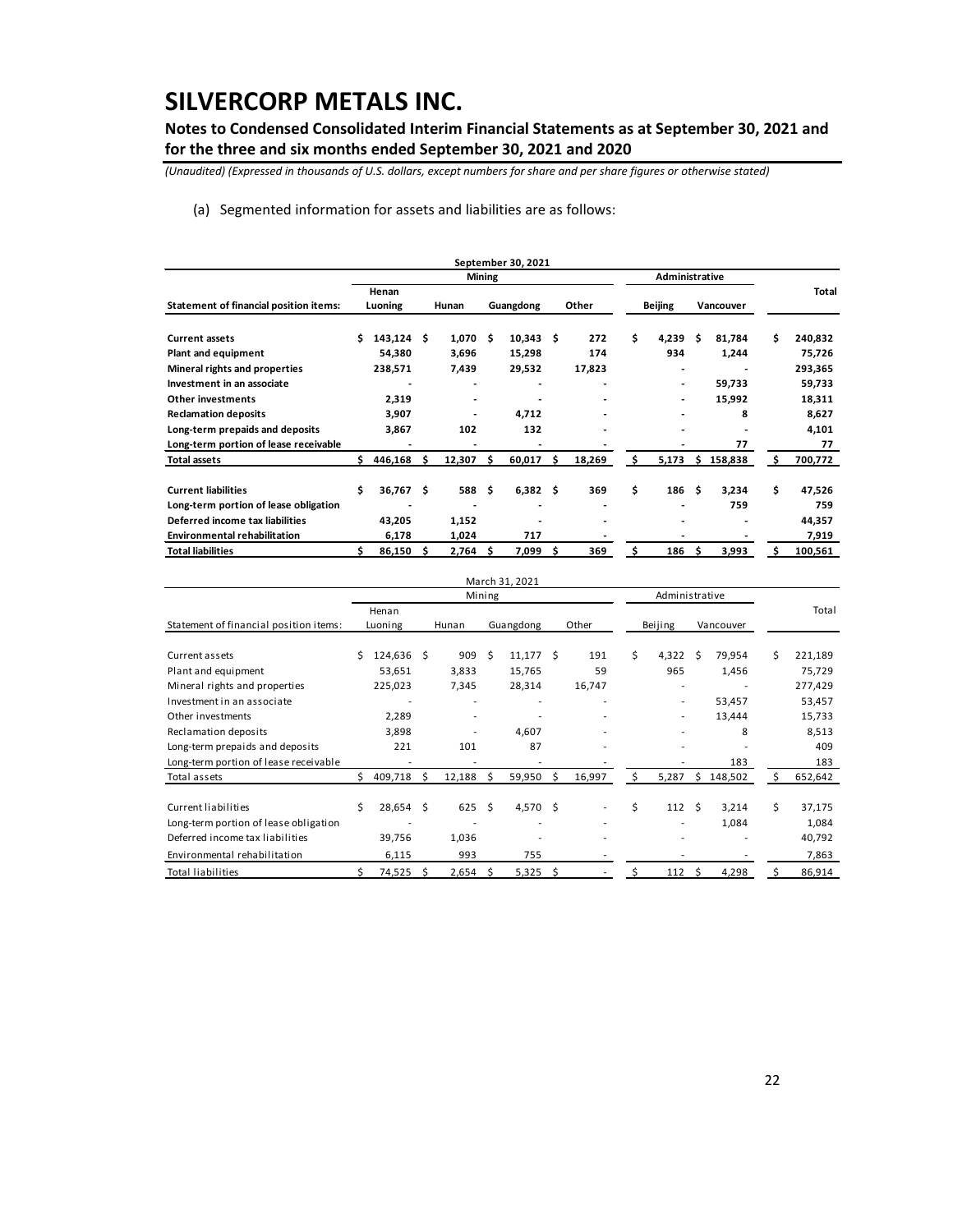# SILVERCORP METALS INC.

**Notes to Condensed Consolidated Interim Financial Statements as at September 30, 2021 and for the three and six months ended September 30, 2021 and 2020**

*(Unaudited) (Expressed in thousands of U.S. dollars, except numbers for share and per share figures or otherwise stated)*

(a) Segmented information for assets and liabilities are as follows:

| **September 30, 2021** | | | | | | | |
|---|---|---|---|---|---|---|---|
| | **Mining** | | | | **Administrative** | | |
| **Statement of financial position items:** | **Henan Luoning** | **Hunan** | **Guangdong** | **Other** | **Beijing** | **Vancouver** | **Total** |
| **Current assets** | **$ 143,124** | **$ 1,070** | **$ 10,343** | **$ 272** | **$ 4,239** | **$ 81,784** | **$ 240,832** |
| **Plant and equipment** | **54,380** | **3,696** | **15,298** | **174** | **934** | **1,244** | **75,726** |
| **Mineral rights and properties** | **238,571** | **7,439** | **29,532** | **17,823** | **-** | **-** | **293,365** |
| **Investment in an associate** | **-** | **-** | **-** | **-** | **-** | **59,733** | **59,733** |
| **Other investments** | **2,319** | **-** | **-** | **-** | **-** | **15,992** | **18,311** |
| **Reclamation deposits** | **3,907** | **-** | **4,712** | **-** | **-** | **8** | **8,627** |
| **Long-term prepaids and deposits** | **3,867** | **102** | **132** | **-** | **-** | **-** | **4,101** |
| **Long-term portion of lease receivable** | **-** | **-** | **-** | **-** | **-** | **77** | **77** |
| **Total assets** | **$ 446,168** | **$ 12,307** | **$ 60,017** | **$ 18,269** | **$ 5,173** | **$ 158,838** | **$ 700,772** |
| **Current liabilities** | **$ 36,767** | **$ 588** | **$ 6,382** | **$ 369** | **$ 186** | **$ 3,234** | **$ 47,526** |
| **Long-term portion of lease obligation** | **-** | **-** | **-** | **-** | **-** | **759** | **759** |
| **Deferred income tax liabilities** | **43,205** | **1,152** | **-** | **-** | **-** | **-** | **44,357** |
| **Environmental rehabilitation** | **6,178** | **1,024** | **717** | **-** | **-** | **-** | **7,919** |
| **Total liabilities** | **$ 86,150** | **$ 2,764** | **$ 7,099** | **$ 369** | **$ 186** | **$ 3,993** | **$ 100,561** |

| March 31, 2021 | | | | | | | |
|---|---|---|---|---|---|---|---|
| | Mining | | | | Administrative | | |
| Statement of financial position items: | Henan Luoning | Hunan | Guangdong | Other | Beijing | Vancouver | Total |
| Current assets | $ 124,636 | $ 909 | $ 11,177 | $ 191 | $ 4,322 | $ 79,954 | $ 221,189 |
| Plant and equipment | 53,651 | 3,833 | 15,765 | 59 | 965 | 1,456 | 75,729 |
| Mineral rights and properties | 225,023 | 7,345 | 28,314 | 16,747 | - | - | 277,429 |
| Investment in an associate | - | - | - | - | - | 53,457 | 53,457 |
| Other investments | 2,289 | - | - | - | - | 13,444 | 15,733 |
| Reclamation deposits | 3,898 | - | 4,607 | - | - | 8 | 8,513 |
| Long-term prepaids and deposits | 221 | 101 | 87 | - | - | - | 409 |
| Long-term portion of lease receivable | - | - | - | - | - | 183 | 183 |
| Total assets | $ 409,718 | $ 12,188 | $ 59,950 | $ 16,997 | $ 5,287 | $ 148,502 | $ 652,642 |
| Current liabilities | $ 28,654 | $ 625 | $ 4,570 | $ - | $ 112 | $ 3,214 | $ 37,175 |
| Long-term portion of lease obligation | - | - | - | - | - | 1,084 | 1,084 |
| Deferred income tax liabilities | 39,756 | 1,036 | - | - | - | - | 40,792 |
| Environmental rehabilitation | 6,115 | 993 | 755 | - | - | - | 7,863 |
| Total liabilities | $ 74,525 | $ 2,654 | $ 5,325 | $ - | $ 112 | $ 4,298 | $ 86,914 |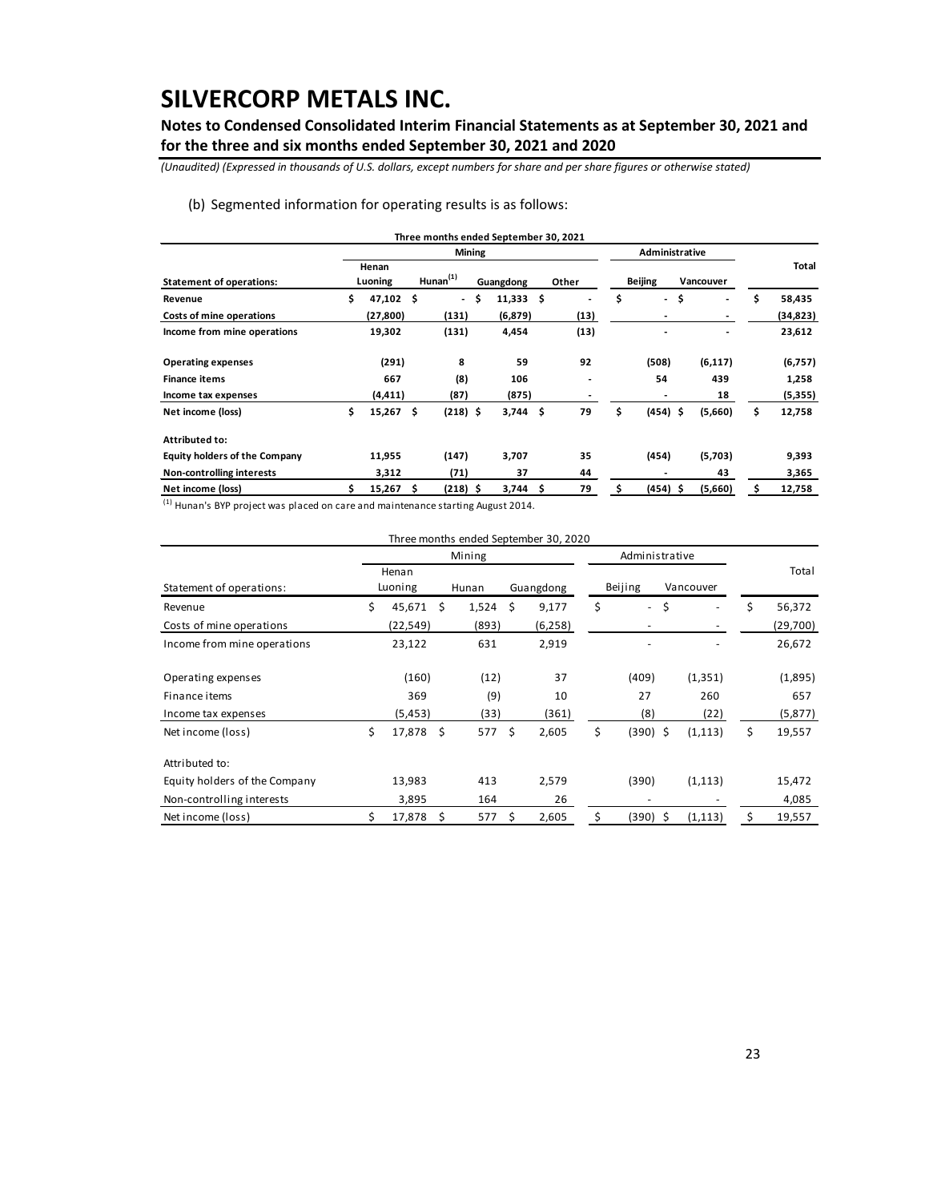# SILVERCORP METALS INC.

**Notes to Condensed Consolidated Interim Financial Statements as at September 30, 2021 and for the three and six months ended September 30, 2021 and 2020**

*(Unaudited) (Expressed in thousands of U.S. dollars, except numbers for share and per share figures or otherwise stated)*

(b) Segmented information for operating results is as follows:

| **Three months ended September 30, 2021** | | | | | | | |
|---|---|---|---|---|---|---|---|
| | **Mining** | | | | **Administrative** | | |
| **Statement of operations:** | **Henan Luoning** | **Hunan[1]** | **Guangdong** | **Other** | **Beijing** | **Vancouver** | **Total** |
| **Revenue** | **$ 47,102** | **$ -** | **$ 11,333** | **$ -** | **$ -** | **$ -** | **$ 58,435** |
| **Costs of mine operations** | **(27,800)** | **(131)** | **(6,879)** | **(13)** | **-** | **-** | **(34,823)** |
| **Income from mine operations** | **19,302** | **(131)** | **4,454** | **(13)** | **-** | **-** | **23,612** |
| | | | | | | | |
| **Operating expenses** | **(291)** | **8** | **59** | **92** | **(508)** | **(6,117)** | **(6,757)** |
| **Finance items** | **667** | **(8)** | **106** | **-** | **54** | **439** | **1,258** |
| **Income tax expenses** | **(4,411)** | **(87)** | **(875)** | **-** | **-** | **18** | **(5,355)** |
| **Net income (loss)** | **$ 15,267** | **$ (218)** | **$ 3,744** | **$ 79** | **$ (454)** | **$ (5,660)** | **$ 12,758** |
| | | | | | | | |
| **Attributed to:** | | | | | | | |
| **Equity holders of the Company** | **11,955** | **(147)** | **3,707** | **35** | **(454)** | **(5,703)** | **9,393** |
| **Non-controlling interests** | **3,312** | **(71)** | **37** | **44** | **-** | **43** | **3,365** |
| **Net income (loss)** | **$ 15,267** | **$ (218)** | **$ 3,744** | **$ 79** | **$ (454)** | **$ (5,660)** | **$ 12,758** |

[1] Hunan's BYP project was placed on care and maintenance starting August 2014.

| Three months ended September 30, 2020 | | | | | | |
|---|---|---|---|---|---|---|
| | Mining | | | Administrative | | |
| Statement of operations: | Henan Luoning | Hunan | Guangdong | Beijing | Vancouver | Total |
| Revenue | $ 45,671 | $ 1,524 | $ 9,177 | $ - | $ - | $ 56,372 |
| Costs of mine operations | (22,549) | (893) | (6,258) | - | - | (29,700) |
| Income from mine operations | 23,122 | 631 | 2,919 | - | - | 26,672 |
| | | | | | | |
| Operating expenses | (160) | (12) | 37 | (409) | (1,351) | (1,895) |
| Finance items | 369 | (9) | 10 | 27 | 260 | 657 |
| Income tax expenses | (5,453) | (33) | (361) | (8) | (22) | (5,877) |
| Net income (loss) | $ 17,878 | $ 577 | $ 2,605 | $ (390) | $ (1,113) | $ 19,557 |
| | | | | | | |
| Attributed to: | | | | | | |
| Equity holders of the Company | 13,983 | 413 | 2,579 | (390) | (1,113) | 15,472 |
| Non-controlling interests | 3,895 | 164 | 26 | - | - | 4,085 |
| Net income (loss) | $ 17,878 | $ 577 | $ 2,605 | $ (390) | $ (1,113) | $ 19,557 |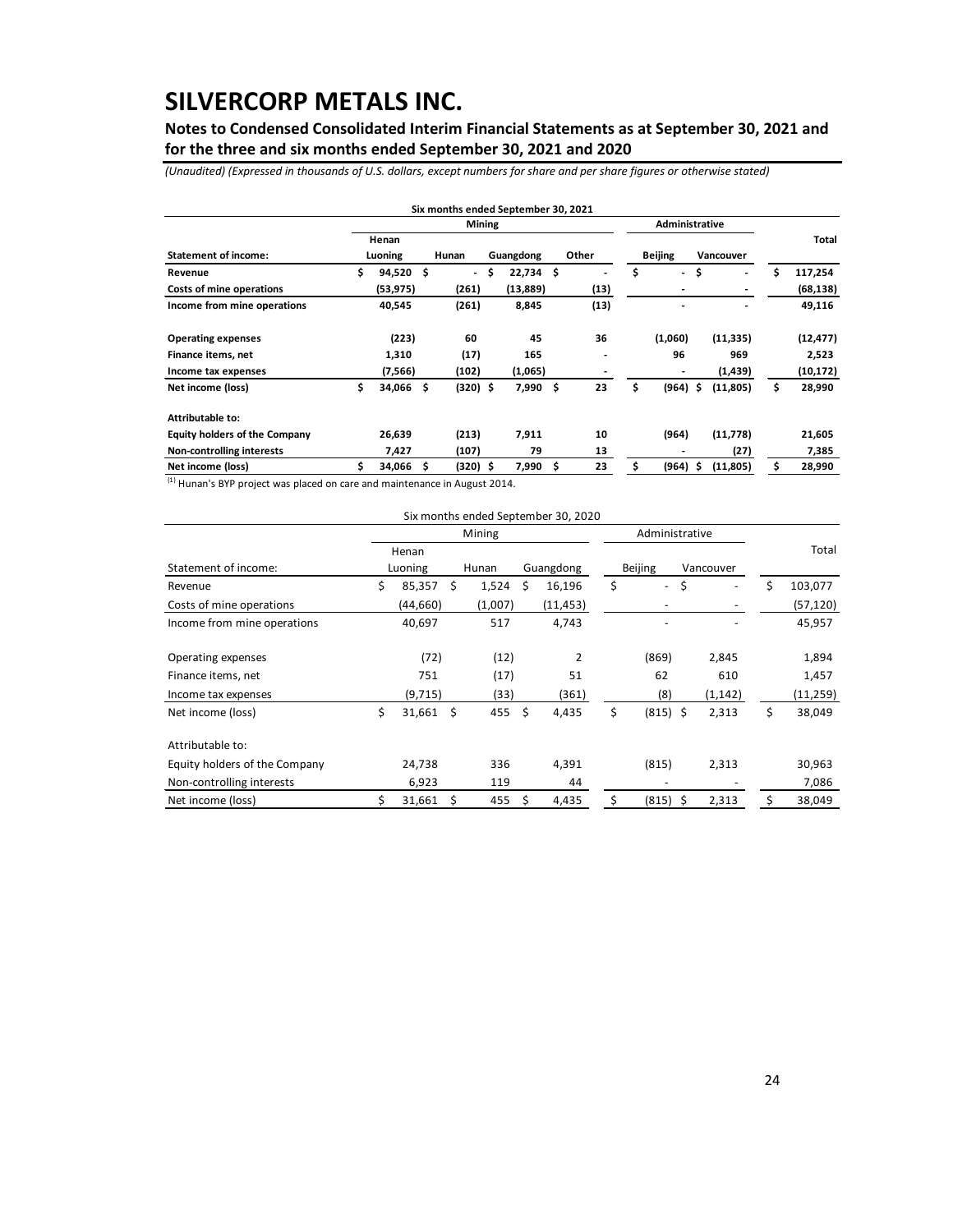# SILVERCORP METALS INC.

## Notes to Condensed Consolidated Interim Financial Statements as at September 30, 2021 and for the three and six months ended September 30, 2021 and 2020

*(Unaudited) (Expressed in thousands of U.S. dollars, except numbers for share and per share figures or otherwise stated)*

| | Six months ended September 30, 2021 | | | | | | |
|---|---|---|---|---|---|---|---|
| | Mining | | | | Administrative | | |
| **Statement of income:** | **Henan Luoning** | **Hunan** | **Guangdong** | **Other** | **Beijing** | **Vancouver** | **Total** |
| **Revenue** | $ 94,520 | $ - | $ 22,734 | $ - | $ - | $ - | $ 117,254 |
| **Costs of mine operations** | (53,975) | (261) | (13,889) | (13) | - | - | (68,138) |
| **Income from mine operations** | 40,545 | (261) | 8,845 | (13) | - | - | 49,116 |
| | | | | | | | |
| **Operating expenses** | (223) | 60 | 45 | 36 | (1,060) | (11,335) | (12,477) |
| **Finance items, net** | 1,310 | (17) | 165 | - | 96 | 969 | 2,523 |
| **Income tax expenses** | (7,566) | (102) | (1,065) | - | - | (1,439) | (10,172) |
| **Net income (loss)** | $ 34,066 | $ (320) | $ 7,990 | $ 23 | $ (964) | $ (11,805) | $ 28,990 |
| | | | | | | | |
| **Attributable to:** | | | | | | | |
| **Equity holders of the Company** | 26,639 | (213) | 7,911 | 10 | (964) | (11,778) | 21,605 |
| **Non-controlling interests** | 7,427 | (107) | 79 | 13 | - | (27) | 7,385 |
| **Net income (loss)** | $ 34,066 | $ (320) | $ 7,990 | $ 23 | $ (964) | $ (11,805) | $ 28,990 |

[1] Hunan's BYP project was placed on care and maintenance in August 2014.

| | Six months ended September 30, 2020 | | | | | |
|---|---|---|---|---|---|---|
| | Mining | | | Administrative | | |
| Statement of income: | Henan Luoning | Hunan | Guangdong | Beijing | Vancouver | Total |
| Revenue | $ 85,357 | $ 1,524 | $ 16,196 | $ - | $ - | $ 103,077 |
| Costs of mine operations | (44,660) | (1,007) | (11,453) | - | - | (57,120) |
| Income from mine operations | 40,697 | 517 | 4,743 | - | - | 45,957 |
| | | | | | | |
| Operating expenses | (72) | (12) | 2 | (869) | 2,845 | 1,894 |
| Finance items, net | 751 | (17) | 51 | 62 | 610 | 1,457 |
| Income tax expenses | (9,715) | (33) | (361) | (8) | (1,142) | (11,259) |
| Net income (loss) | $ 31,661 | $ 455 | $ 4,435 | $ (815) | $ 2,313 | $ 38,049 |
| | | | | | | |
| Attributable to: | | | | | | |
| Equity holders of the Company | 24,738 | 336 | 4,391 | (815) | 2,313 | 30,963 |
| Non-controlling interests | 6,923 | 119 | 44 | - | - | 7,086 |
| Net income (loss) | $ 31,661 | $ 455 | $ 4,435 | $ (815) | $ 2,313 | $ 38,049 |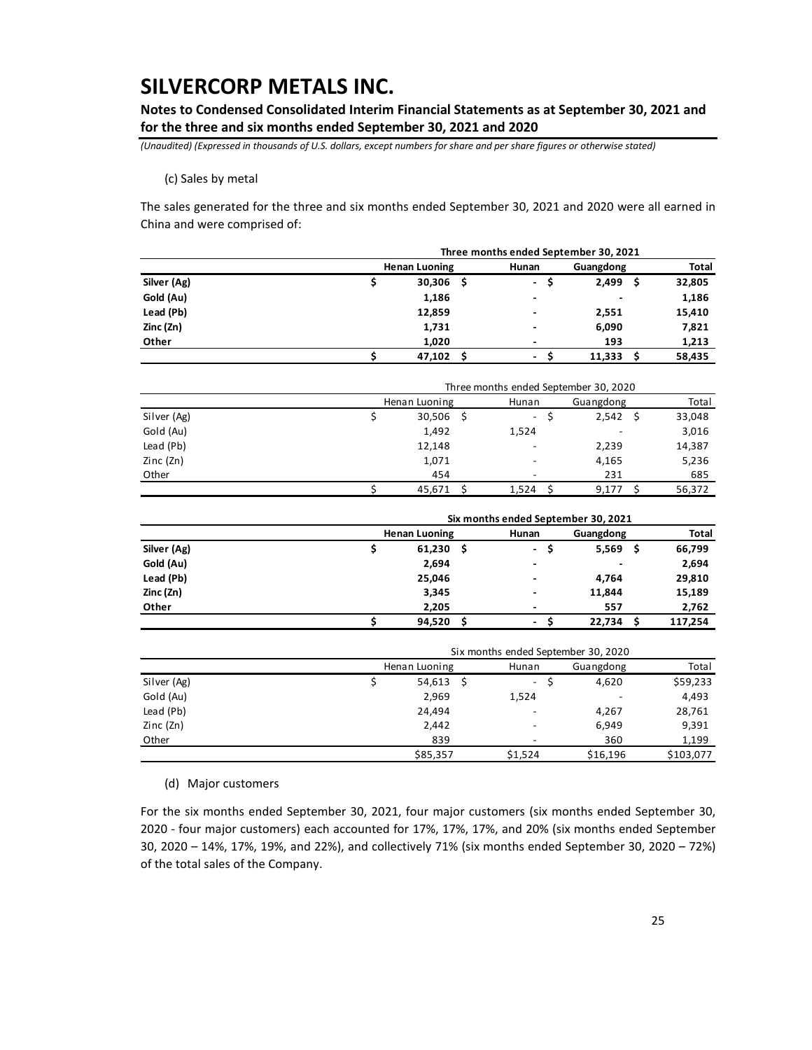(c) Sales by metal

The sales generated for the three and six months ended September 30, 2021 and 2020 were all earned in China and were comprised of:

| | Three months ended September 30, 2021 | | | |
|---|---|---|---|---|
| | **Henan Luoning** | **Hunan** | **Guangdong** | **Total** |
| **Silver (Ag)** | $ 30,306 | $ - | $ 2,499 | $ 32,805 |
| **Gold (Au)** | 1,186 | - | - | 1,186 |
| **Lead (Pb)** | 12,859 | - | 2,551 | 15,410 |
| **Zinc (Zn)** | 1,731 | - | 6,090 | 7,821 |
| **Other** | 1,020 | - | 193 | 1,213 |
| | $ 47,102 | $ - | $ 11,333 | $ 58,435 |

| | Three months ended September 30, 2020 | | | |
|---|---|---|---|---|
| | Henan Luoning | Hunan | Guangdong | Total |
| Silver (Ag) | $ 30,506 | $ - | $ 2,542 | $ 33,048 |
| Gold (Au) | 1,492 | 1,524 | - | 3,016 |
| Lead (Pb) | 12,148 | - | 2,239 | 14,387 |
| Zinc (Zn) | 1,071 | - | 4,165 | 5,236 |
| Other | 454 | - | 231 | 685 |
| | $ 45,671 | $ 1,524 | $ 9,177 | $ 56,372 |

| | Six months ended September 30, 2021 | | | |
|---|---|---|---|---|
| | **Henan Luoning** | **Hunan** | **Guangdong** | **Total** |
| **Silver (Ag)** | $ 61,230 | $ - | $ 5,569 | $ 66,799 |
| **Gold (Au)** | 2,694 | - | - | 2,694 |
| **Lead (Pb)** | 25,046 | - | 4,764 | 29,810 |
| **Zinc (Zn)** | 3,345 | - | 11,844 | 15,189 |
| **Other** | 2,205 | - | 557 | 2,762 |
| | $ 94,520 | $ - | $ 22,734 | $ 117,254 |

| | Six months ended September 30, 2020 | | | |
|---|---|---|---|---|
| | Henan Luoning | Hunan | Guangdong | Total |
| Silver (Ag) | $ 54,613 | $ - | $ 4,620 | $59,233 |
| Gold (Au) | 2,969 | 1,524 | - | 4,493 |
| Lead (Pb) | 24,494 | - | 4,267 | 28,761 |
| Zinc (Zn) | 2,442 | - | 6,949 | 9,391 |
| Other | 839 | - | 360 | 1,199 |
| | $85,357 | $1,524 | $16,196 | $103,077 |

(d) Major customers

For the six months ended September 30, 2021, four major customers (six months ended September 30, 2020 - four major customers) each accounted for 17%, 17%, 17%, and 20% (six months ended September 30, 2020 – 14%, 17%, 19%, and 22%), and collectively 71% (six months ended September 30, 2020 – 72%) of the total sales of the Company.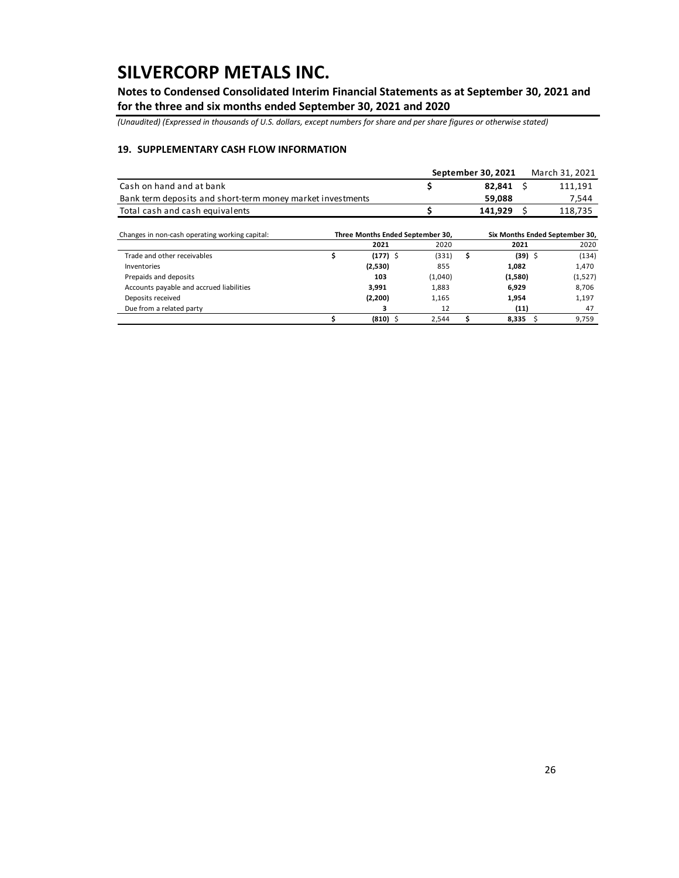# SILVERCORP METALS INC.

**Notes to Condensed Consolidated Interim Financial Statements as at September 30, 2021 and for the three and six months ended September 30, 2021 and 2020**

*(Unaudited) (Expressed in thousands of U.S. dollars, except numbers for share and per share figures or otherwise stated)*

### 19. SUPPLEMENTARY CASH FLOW INFORMATION

| | **September 30, 2021** | March 31, 2021 |
|---|---|---|
| Cash on hand and at bank | **$ 82,841** | $ 111,191 |
| Bank term deposits and short-term money market investments | **59,088** | 7,544 |
| Total cash and cash equivalents | **$ 141,929** | $ 118,735 |

| Changes in non-cash operating working capital: | **Three Months Ended September 30,** | | **Six Months Ended September 30,** | |
|---|---|---|---|---|
| | **2021** | 2020 | **2021** | 2020 |
| Trade and other receivables | **$ (177)** | $ (331) | **$ (39)** | $ (134) |
| Inventories | **(2,530)** | 855 | **1,082** | 1,470 |
| Prepaids and deposits | **103** | (1,040) | **(1,580)** | (1,527) |
| Accounts payable and accrued liabilities | **3,991** | 1,883 | **6,929** | 8,706 |
| Deposits received | **(2,200)** | 1,165 | **1,954** | 1,197 |
| Due from a related party | **3** | 12 | **(11)** | 47 |
| | **$ (810)** | $ 2,544 | **$ 8,335** | $ 9,759 |